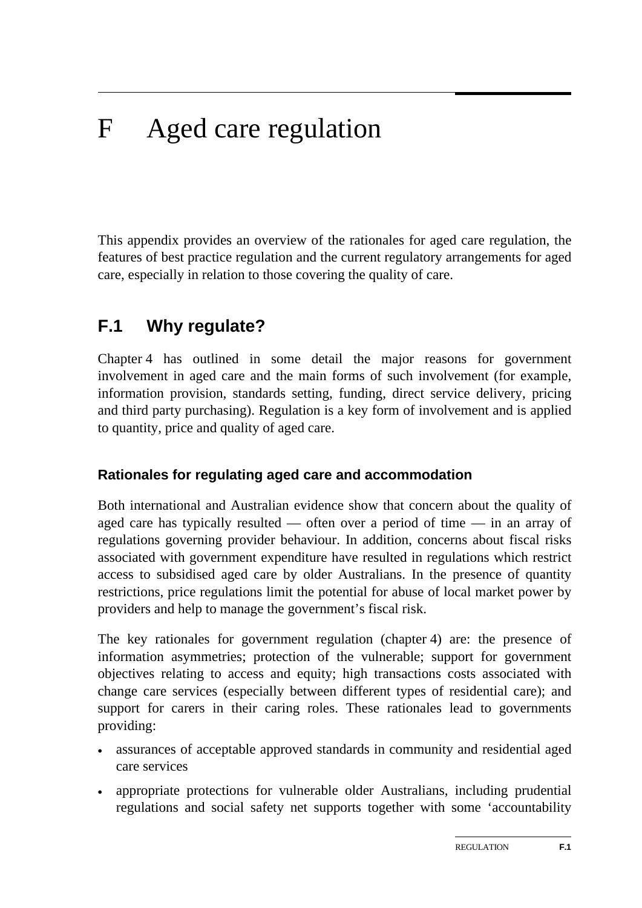# F Aged care regulation

This appendix provides an overview of the rationales for aged care regulation, the features of best practice regulation and the current regulatory arrangements for aged care, especially in relation to those covering the quality of care.

## F.1 Why regulate?

Chapter 4 has outlined in some detail the major reasons for government involvement in aged care and the main forms of such involvement (for example, information provision, standards setting, funding, direct service delivery, pricing and third party purchasing). Regulation is a key form of involvement and is applied to quantity, price and quality of aged care.

### Rationales for regulating aged care and accommodation

Both international and Australian evidence show that concern about the quality of aged care has typically resulted — often over a period of time — in an array of regulations governing provider behaviour. In addition, concerns about fiscal risks associated with government expenditure have resulted in regulations which restrict access to subsidised aged care by older Australians. In the presence of quantity restrictions, price regulations limit the potential for abuse of local market power by providers and help to manage the government's fiscal risk.

The key rationales for government regulation (chapter 4) are: the presence of information asymmetries; protection of the vulnerable; support for government objectives relating to access and equity; high transactions costs associated with change care services (especially between different types of residential care); and support for carers in their caring roles. These rationales lead to governments providing:

- assurances of acceptable approved standards in community and residential aged care services
- appropriate protections for vulnerable older Australians, including prudential regulations and social safety net supports together with some 'accountability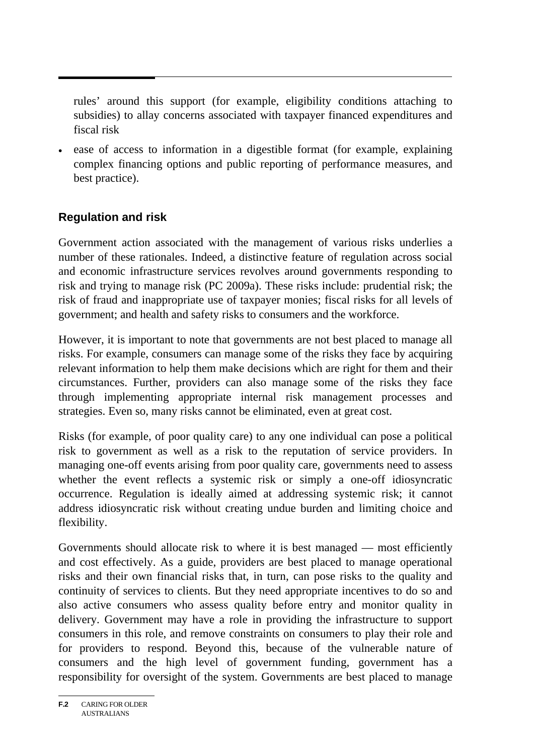rules' around this support (for example, eligibility conditions attaching to subsidies) to allay concerns associated with taxpayer financed expenditures and fiscal risk

- ease of access to information in a digestible format (for example, explaining complex financing options and public reporting of performance measures, and best practice).

### Regulation and risk

Government action associated with the management of various risks underlies a number of these rationales. Indeed, a distinctive feature of regulation across social and economic infrastructure services revolves around governments responding to risk and trying to manage risk (PC 2009a). These risks include: prudential risk; the risk of fraud and inappropriate use of taxpayer monies; fiscal risks for all levels of government; and health and safety risks to consumers and the workforce.

However, it is important to note that governments are not best placed to manage all risks. For example, consumers can manage some of the risks they face by acquiring relevant information to help them make decisions which are right for them and their circumstances. Further, providers can also manage some of the risks they face through implementing appropriate internal risk management processes and strategies. Even so, many risks cannot be eliminated, even at great cost.

Risks (for example, of poor quality care) to any one individual can pose a political risk to government as well as a risk to the reputation of service providers. In managing one-off events arising from poor quality care, governments need to assess whether the event reflects a systemic risk or simply a one-off idiosyncratic occurrence. Regulation is ideally aimed at addressing systemic risk; it cannot address idiosyncratic risk without creating undue burden and limiting choice and flexibility.

Governments should allocate risk to where it is best managed — most efficiently and cost effectively. As a guide, providers are best placed to manage operational risks and their own financial risks that, in turn, can pose risks to the quality and continuity of services to clients. But they need appropriate incentives to do so and also active consumers who assess quality before entry and monitor quality in delivery. Government may have a role in providing the infrastructure to support consumers in this role, and remove constraints on consumers to play their role and for providers to respond. Beyond this, because of the vulnerable nature of consumers and the high level of government funding, government has a responsibility for oversight of the system. Governments are best placed to manage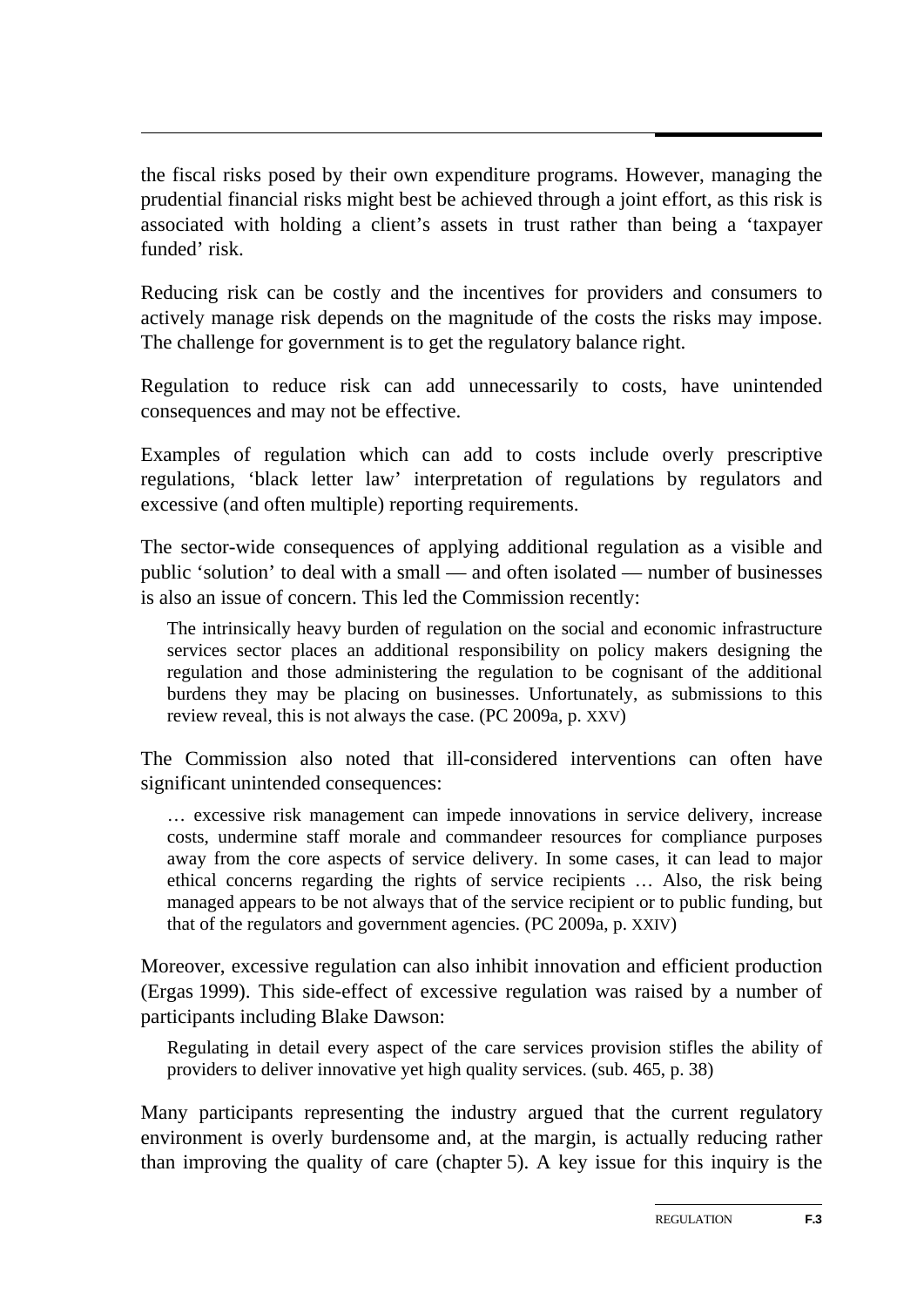the fiscal risks posed by their own expenditure programs. However, managing the prudential financial risks might best be achieved through a joint effort, as this risk is associated with holding a client's assets in trust rather than being a 'taxpayer funded' risk.

Reducing risk can be costly and the incentives for providers and consumers to actively manage risk depends on the magnitude of the costs the risks may impose. The challenge for government is to get the regulatory balance right.

Regulation to reduce risk can add unnecessarily to costs, have unintended consequences and may not be effective.

Examples of regulation which can add to costs include overly prescriptive regulations, 'black letter law' interpretation of regulations by regulators and excessive (and often multiple) reporting requirements.

The sector-wide consequences of applying additional regulation as a visible and public 'solution' to deal with a small — and often isolated — number of businesses is also an issue of concern. This led the Commission recently:

> The intrinsically heavy burden of regulation on the social and economic infrastructure services sector places an additional responsibility on policy makers designing the regulation and those administering the regulation to be cognisant of the additional burdens they may be placing on businesses. Unfortunately, as submissions to this review reveal, this is not always the case. (PC 2009a, p. XXV)

The Commission also noted that ill-considered interventions can often have significant unintended consequences:

> … excessive risk management can impede innovations in service delivery, increase costs, undermine staff morale and commandeer resources for compliance purposes away from the core aspects of service delivery. In some cases, it can lead to major ethical concerns regarding the rights of service recipients … Also, the risk being managed appears to be not always that of the service recipient or to public funding, but that of the regulators and government agencies. (PC 2009a, p. XXIV)

Moreover, excessive regulation can also inhibit innovation and efficient production (Ergas 1999). This side-effect of excessive regulation was raised by a number of participants including Blake Dawson:

> Regulating in detail every aspect of the care services provision stifles the ability of providers to deliver innovative yet high quality services. (sub. 465, p. 38)

Many participants representing the industry argued that the current regulatory environment is overly burdensome and, at the margin, is actually reducing rather than improving the quality of care (chapter 5). A key issue for this inquiry is the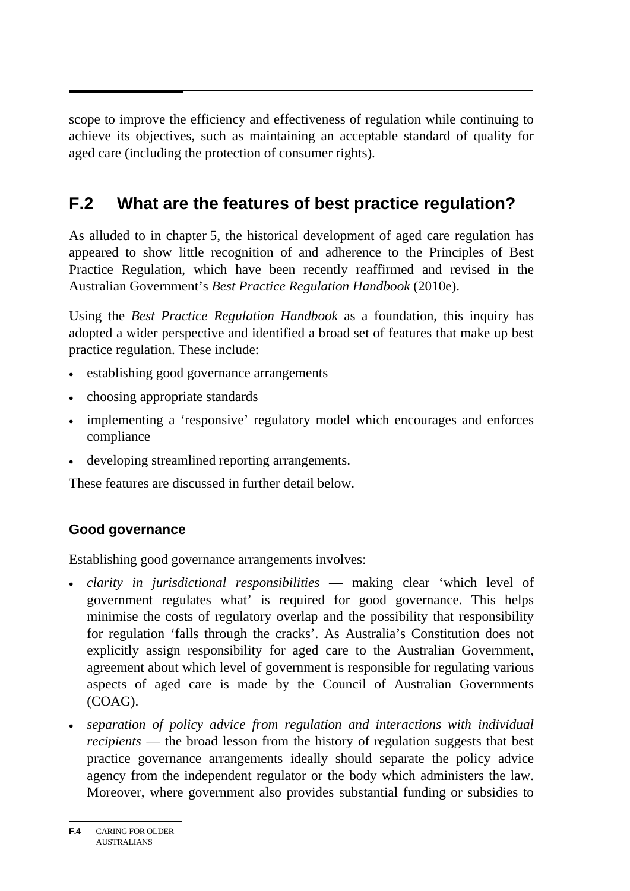scope to improve the efficiency and effectiveness of regulation while continuing to achieve its objectives, such as maintaining an acceptable standard of quality for aged care (including the protection of consumer rights).

## F.2 What are the features of best practice regulation?

As alluded to in chapter 5, the historical development of aged care regulation has appeared to show little recognition of and adherence to the Principles of Best Practice Regulation, which have been recently reaffirmed and revised in the Australian Government's *Best Practice Regulation Handbook* (2010e).

Using the *Best Practice Regulation Handbook* as a foundation, this inquiry has adopted a wider perspective and identified a broad set of features that make up best practice regulation. These include:

- establishing good governance arrangements
- choosing appropriate standards
- implementing a 'responsive' regulatory model which encourages and enforces compliance
- developing streamlined reporting arrangements.

These features are discussed in further detail below.

### Good governance

Establishing good governance arrangements involves:

- *clarity in jurisdictional responsibilities* — making clear 'which level of government regulates what' is required for good governance. This helps minimise the costs of regulatory overlap and the possibility that responsibility for regulation 'falls through the cracks'. As Australia's Constitution does not explicitly assign responsibility for aged care to the Australian Government, agreement about which level of government is responsible for regulating various aspects of aged care is made by the Council of Australian Governments (COAG).
- *separation of policy advice from regulation and interactions with individual recipients* — the broad lesson from the history of regulation suggests that best practice governance arrangements ideally should separate the policy advice agency from the independent regulator or the body which administers the law. Moreover, where government also provides substantial funding or subsidies to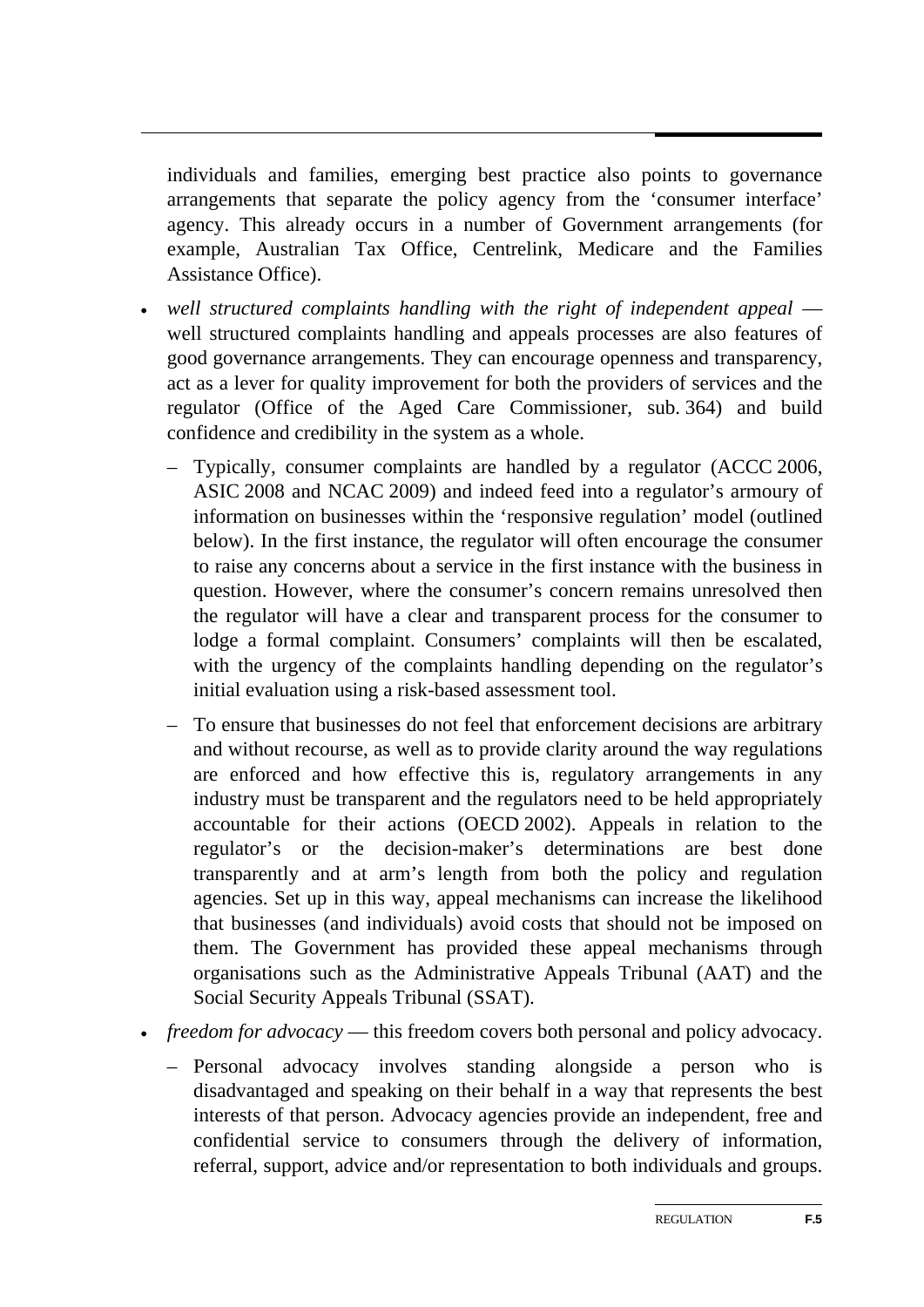individuals and families, emerging best practice also points to governance arrangements that separate the policy agency from the 'consumer interface' agency. This already occurs in a number of Government arrangements (for example, Australian Tax Office, Centrelink, Medicare and the Families Assistance Office).

- *well structured complaints handling with the right of independent appeal* — well structured complaints handling and appeals processes are also features of good governance arrangements. They can encourage openness and transparency, act as a lever for quality improvement for both the providers of services and the regulator (Office of the Aged Care Commissioner, sub. 364) and build confidence and credibility in the system as a whole.
  - Typically, consumer complaints are handled by a regulator (ACCC 2006, ASIC 2008 and NCAC 2009) and indeed feed into a regulator's armoury of information on businesses within the 'responsive regulation' model (outlined below). In the first instance, the regulator will often encourage the consumer to raise any concerns about a service in the first instance with the business in question. However, where the consumer's concern remains unresolved then the regulator will have a clear and transparent process for the consumer to lodge a formal complaint. Consumers' complaints will then be escalated, with the urgency of the complaints handling depending on the regulator's initial evaluation using a risk-based assessment tool.
  - To ensure that businesses do not feel that enforcement decisions are arbitrary and without recourse, as well as to provide clarity around the way regulations are enforced and how effective this is, regulatory arrangements in any industry must be transparent and the regulators need to be held appropriately accountable for their actions (OECD 2002). Appeals in relation to the regulator's or the decision-maker's determinations are best done transparently and at arm's length from both the policy and regulation agencies. Set up in this way, appeal mechanisms can increase the likelihood that businesses (and individuals) avoid costs that should not be imposed on them. The Government has provided these appeal mechanisms through organisations such as the Administrative Appeals Tribunal (AAT) and the Social Security Appeals Tribunal (SSAT).
- *freedom for advocacy* — this freedom covers both personal and policy advocacy.
  - Personal advocacy involves standing alongside a person who is disadvantaged and speaking on their behalf in a way that represents the best interests of that person. Advocacy agencies provide an independent, free and confidential service to consumers through the delivery of information, referral, support, advice and/or representation to both individuals and groups.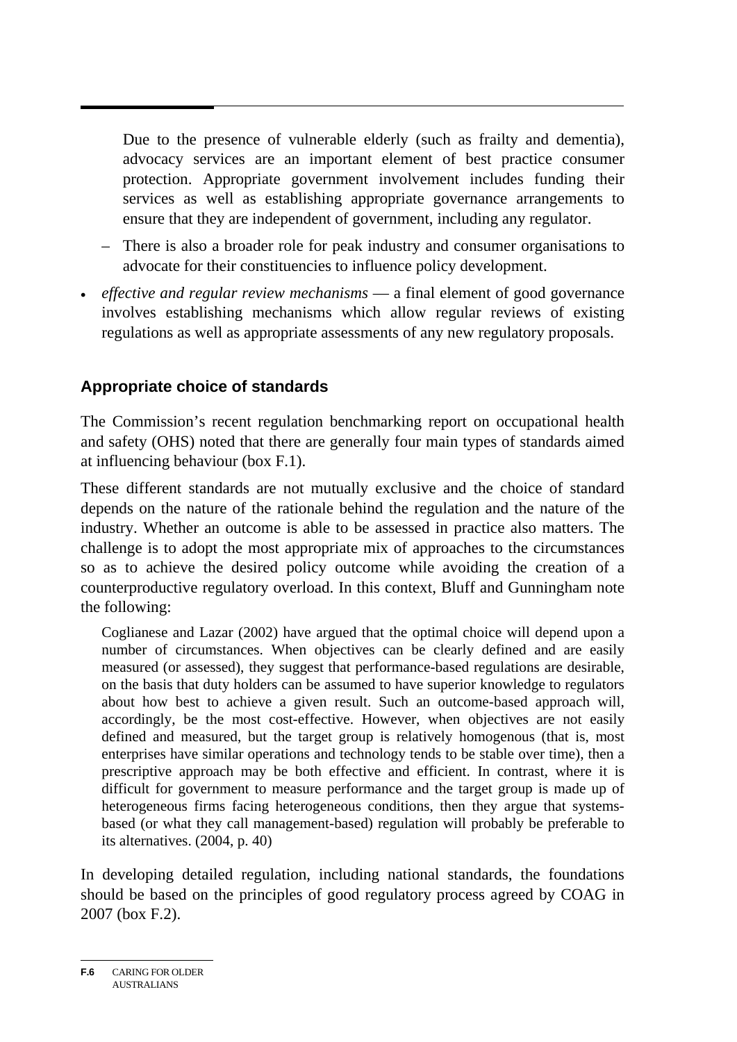Due to the presence of vulnerable elderly (such as frailty and dementia), advocacy services are an important element of best practice consumer protection. Appropriate government involvement includes funding their services as well as establishing appropriate governance arrangements to ensure that they are independent of government, including any regulator.

  - There is also a broader role for peak industry and consumer organisations to advocate for their constituencies to influence policy development.

- *effective and regular review mechanisms* — a final element of good governance involves establishing mechanisms which allow regular reviews of existing regulations as well as appropriate assessments of any new regulatory proposals.

### Appropriate choice of standards

The Commission's recent regulation benchmarking report on occupational health and safety (OHS) noted that there are generally four main types of standards aimed at influencing behaviour (box F.1).

These different standards are not mutually exclusive and the choice of standard depends on the nature of the rationale behind the regulation and the nature of the industry. Whether an outcome is able to be assessed in practice also matters. The challenge is to adopt the most appropriate mix of approaches to the circumstances so as to achieve the desired policy outcome while avoiding the creation of a counterproductive regulatory overload. In this context, Bluff and Gunningham note the following:

> Coglianese and Lazar (2002) have argued that the optimal choice will depend upon a number of circumstances. When objectives can be clearly defined and are easily measured (or assessed), they suggest that performance-based regulations are desirable, on the basis that duty holders can be assumed to have superior knowledge to regulators about how best to achieve a given result. Such an outcome-based approach will, accordingly, be the most cost-effective. However, when objectives are not easily defined and measured, but the target group is relatively homogenous (that is, most enterprises have similar operations and technology tends to be stable over time), then a prescriptive approach may be both effective and efficient. In contrast, where it is difficult for government to measure performance and the target group is made up of heterogeneous firms facing heterogeneous conditions, then they argue that systems-based (or what they call management-based) regulation will probably be preferable to its alternatives. (2004, p. 40)

In developing detailed regulation, including national standards, the foundations should be based on the principles of good regulatory process agreed by COAG in 2007 (box F.2).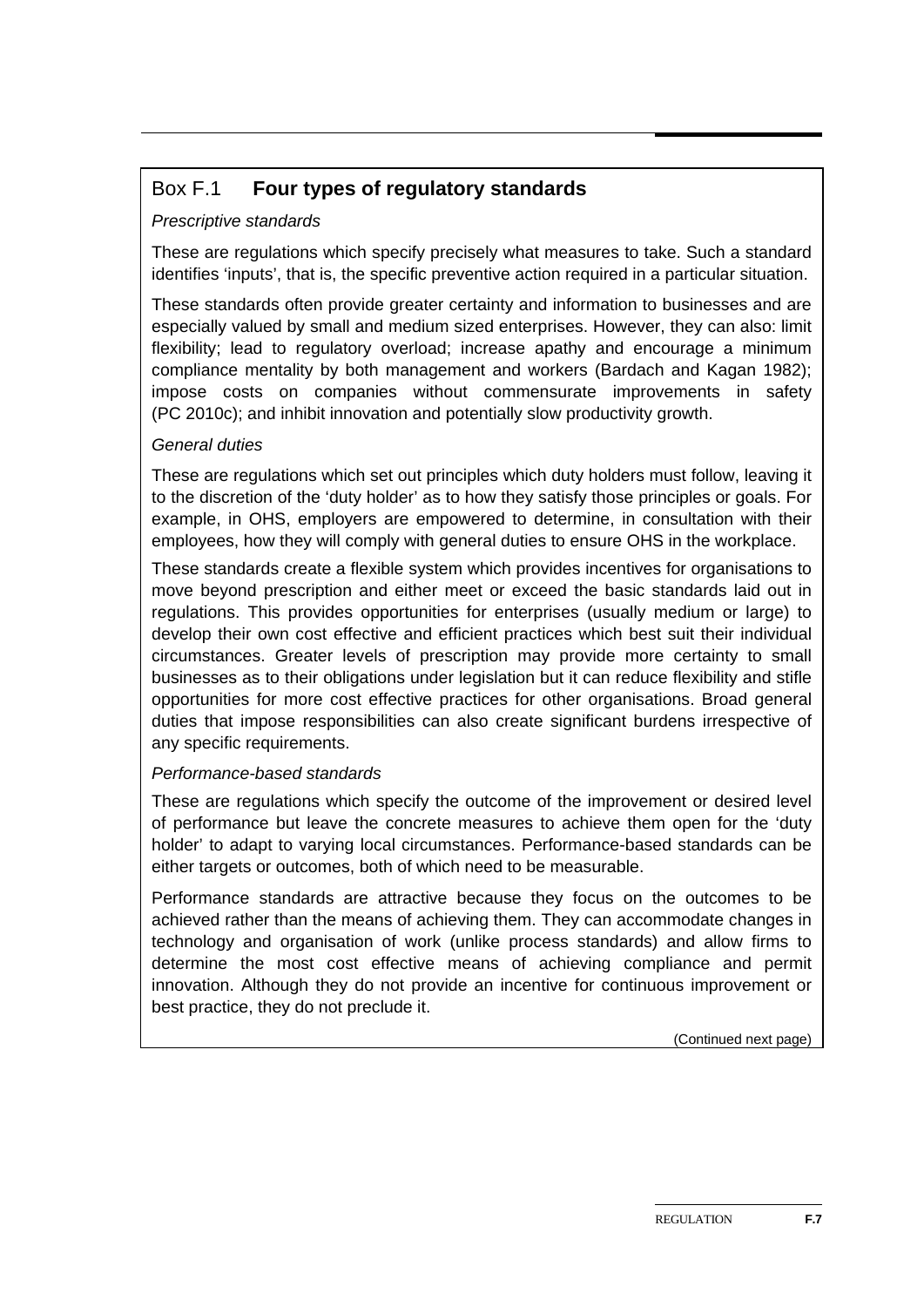## Box F.1 **Four types of regulatory standards**

*Prescriptive standards*

These are regulations which specify precisely what measures to take. Such a standard identifies 'inputs', that is, the specific preventive action required in a particular situation.

These standards often provide greater certainty and information to businesses and are especially valued by small and medium sized enterprises. However, they can also: limit flexibility; lead to regulatory overload; increase apathy and encourage a minimum compliance mentality by both management and workers (Bardach and Kagan 1982); impose costs on companies without commensurate improvements in safety (PC 2010c); and inhibit innovation and potentially slow productivity growth.

*General duties*

These are regulations which set out principles which duty holders must follow, leaving it to the discretion of the 'duty holder' as to how they satisfy those principles or goals. For example, in OHS, employers are empowered to determine, in consultation with their employees, how they will comply with general duties to ensure OHS in the workplace.

These standards create a flexible system which provides incentives for organisations to move beyond prescription and either meet or exceed the basic standards laid out in regulations. This provides opportunities for enterprises (usually medium or large) to develop their own cost effective and efficient practices which best suit their individual circumstances. Greater levels of prescription may provide more certainty to small businesses as to their obligations under legislation but it can reduce flexibility and stifle opportunities for more cost effective practices for other organisations. Broad general duties that impose responsibilities can also create significant burdens irrespective of any specific requirements.

*Performance-based standards*

These are regulations which specify the outcome of the improvement or desired level of performance but leave the concrete measures to achieve them open for the 'duty holder' to adapt to varying local circumstances. Performance-based standards can be either targets or outcomes, both of which need to be measurable.

Performance standards are attractive because they focus on the outcomes to be achieved rather than the means of achieving them. They can accommodate changes in technology and organisation of work (unlike process standards) and allow firms to determine the most cost effective means of achieving compliance and permit innovation. Although they do not provide an incentive for continuous improvement or best practice, they do not preclude it.

(Continued next page)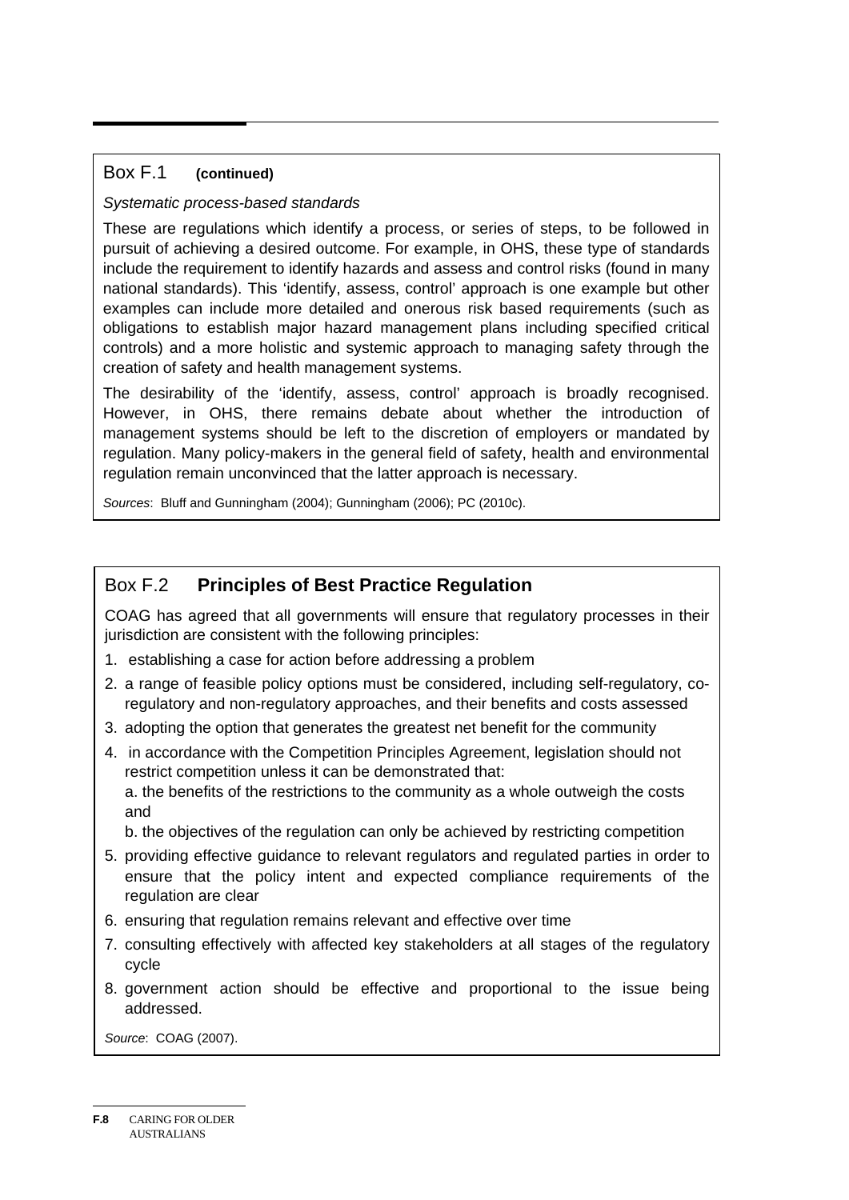### Box F.1 **(continued)**

*Systematic process-based standards*

These are regulations which identify a process, or series of steps, to be followed in pursuit of achieving a desired outcome. For example, in OHS, these type of standards include the requirement to identify hazards and assess and control risks (found in many national standards). This 'identify, assess, control' approach is one example but other examples can include more detailed and onerous risk based requirements (such as obligations to establish major hazard management plans including specified critical controls) and a more holistic and systemic approach to managing safety through the creation of safety and health management systems.

The desirability of the 'identify, assess, control' approach is broadly recognised. However, in OHS, there remains debate about whether the introduction of management systems should be left to the discretion of employers or mandated by regulation. Many policy-makers in the general field of safety, health and environmental regulation remain unconvinced that the latter approach is necessary.

*Sources*: Bluff and Gunningham (2004); Gunningham (2006); PC (2010c).

### Box F.2 **Principles of Best Practice Regulation**

COAG has agreed that all governments will ensure that regulatory processes in their jurisdiction are consistent with the following principles:

1. establishing a case for action before addressing a problem
2. a range of feasible policy options must be considered, including self-regulatory, co-regulatory and non-regulatory approaches, and their benefits and costs assessed
3. adopting the option that generates the greatest net benefit for the community
4. in accordance with the Competition Principles Agreement, legislation should not restrict competition unless it can be demonstrated that:
   a. the benefits of the restrictions to the community as a whole outweigh the costs and
   b. the objectives of the regulation can only be achieved by restricting competition
5. providing effective guidance to relevant regulators and regulated parties in order to ensure that the policy intent and expected compliance requirements of the regulation are clear
6. ensuring that regulation remains relevant and effective over time
7. consulting effectively with affected key stakeholders at all stages of the regulatory cycle
8. government action should be effective and proportional to the issue being addressed.

*Source*: COAG (2007).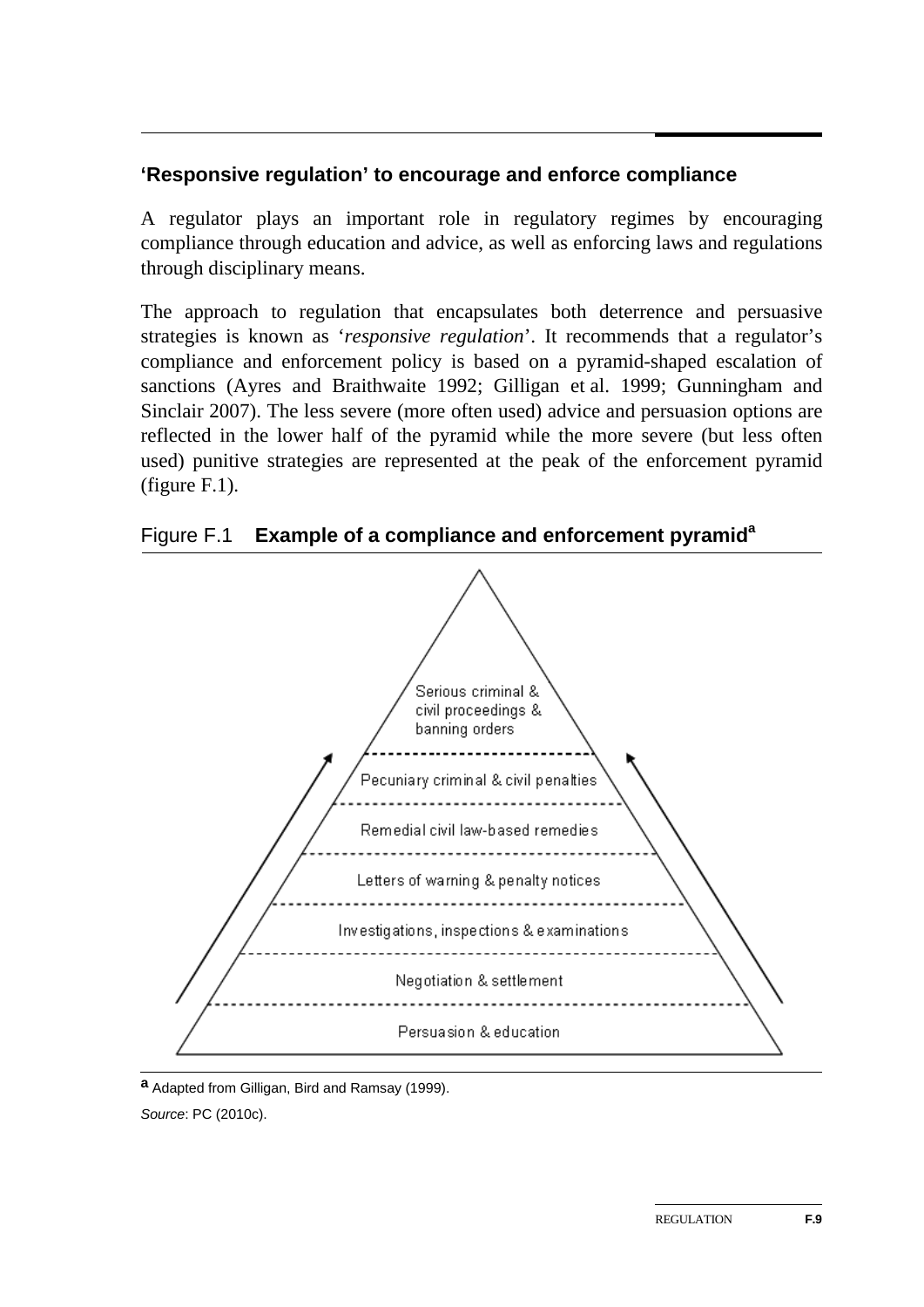### 'Responsive regulation' to encourage and enforce compliance

A regulator plays an important role in regulatory regimes by encouraging compliance through education and advice, as well as enforcing laws and regulations through disciplinary means.

The approach to regulation that encapsulates both deterrence and persuasive strategies is known as '*responsive regulation*'. It recommends that a regulator's compliance and enforcement policy is based on a pyramid-shaped escalation of sanctions (Ayres and Braithwaite 1992; Gilligan et al. 1999; Gunningham and Sinclair 2007). The less severe (more often used) advice and persuasion options are reflected in the lower half of the pyramid while the more severe (but less often used) punitive strategies are represented at the peak of the enforcement pyramid (figure F.1).

Figure F.1 **Example of a compliance and enforcement pyramid**[a]

Serious criminal & civil proceedings & banning orders

Pecuniary criminal & civil penalties

Remedial civil law-based remedies

Letters of warning & penalty notices

Investigations, inspections & examinations

Negotiation & settlement

Persuasion & education

**a** Adapted from Gilligan, Bird and Ramsay (1999).

*Source*: PC (2010c).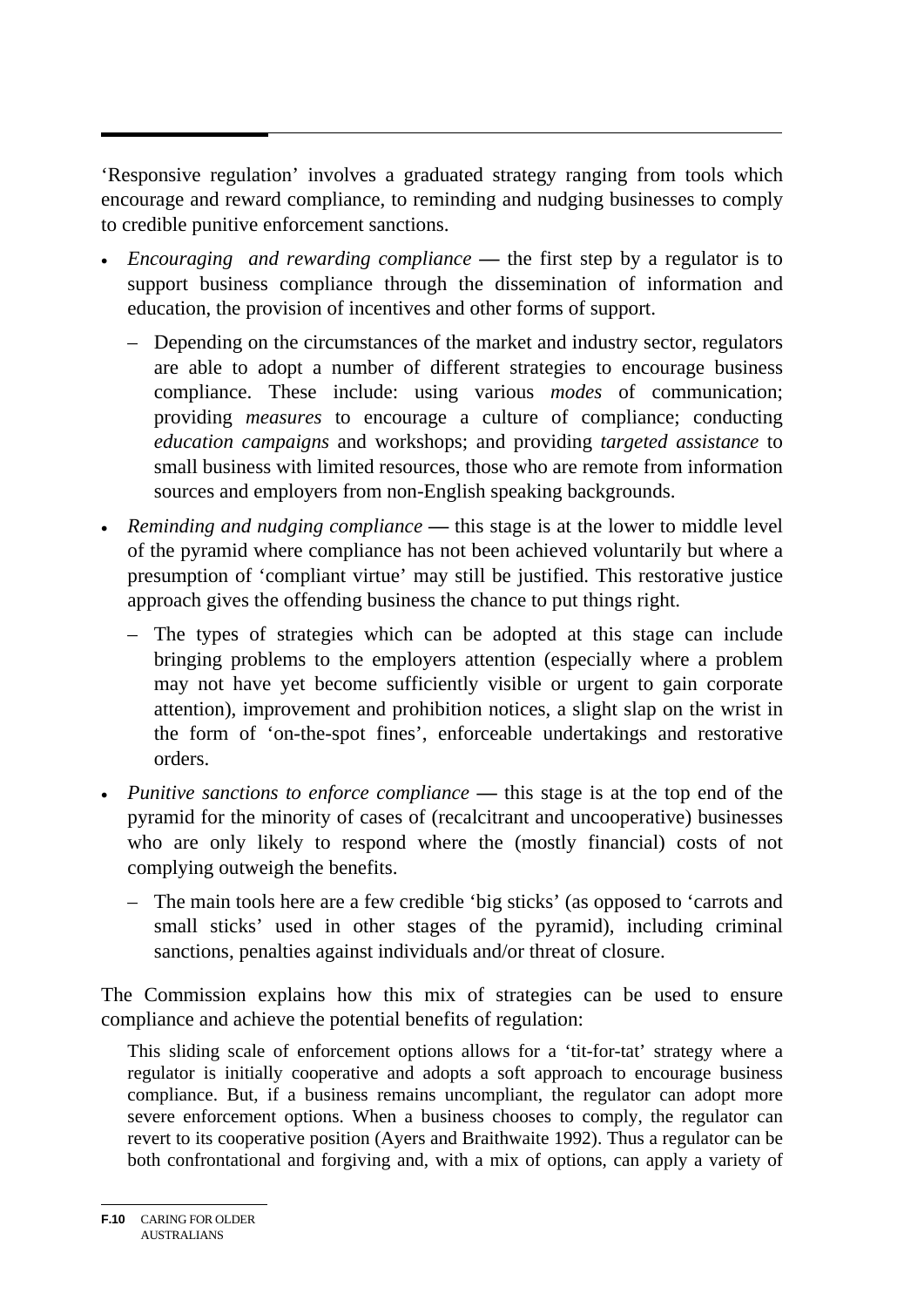'Responsive regulation' involves a graduated strategy ranging from tools which encourage and reward compliance, to reminding and nudging businesses to comply to credible punitive enforcement sanctions.

- *Encouraging and rewarding compliance* — the first step by a regulator is to support business compliance through the dissemination of information and education, the provision of incentives and other forms of support.
  - Depending on the circumstances of the market and industry sector, regulators are able to adopt a number of different strategies to encourage business compliance. These include: using various *modes* of communication; providing *measures* to encourage a culture of compliance; conducting *education campaigns* and workshops; and providing *targeted assistance* to small business with limited resources, those who are remote from information sources and employers from non-English speaking backgrounds.
- *Reminding and nudging compliance* — this stage is at the lower to middle level of the pyramid where compliance has not been achieved voluntarily but where a presumption of 'compliant virtue' may still be justified. This restorative justice approach gives the offending business the chance to put things right.
  - The types of strategies which can be adopted at this stage can include bringing problems to the employers attention (especially where a problem may not have yet become sufficiently visible or urgent to gain corporate attention), improvement and prohibition notices, a slight slap on the wrist in the form of 'on-the-spot fines', enforceable undertakings and restorative orders.
- *Punitive sanctions to enforce compliance* — this stage is at the top end of the pyramid for the minority of cases of (recalcitrant and uncooperative) businesses who are only likely to respond where the (mostly financial) costs of not complying outweigh the benefits.
  - The main tools here are a few credible 'big sticks' (as opposed to 'carrots and small sticks' used in other stages of the pyramid), including criminal sanctions, penalties against individuals and/or threat of closure.

The Commission explains how this mix of strategies can be used to ensure compliance and achieve the potential benefits of regulation:

> This sliding scale of enforcement options allows for a 'tit-for-tat' strategy where a regulator is initially cooperative and adopts a soft approach to encourage business compliance. But, if a business remains uncompliant, the regulator can adopt more severe enforcement options. When a business chooses to comply, the regulator can revert to its cooperative position (Ayers and Braithwaite 1992). Thus a regulator can be both confrontational and forgiving and, with a mix of options, can apply a variety of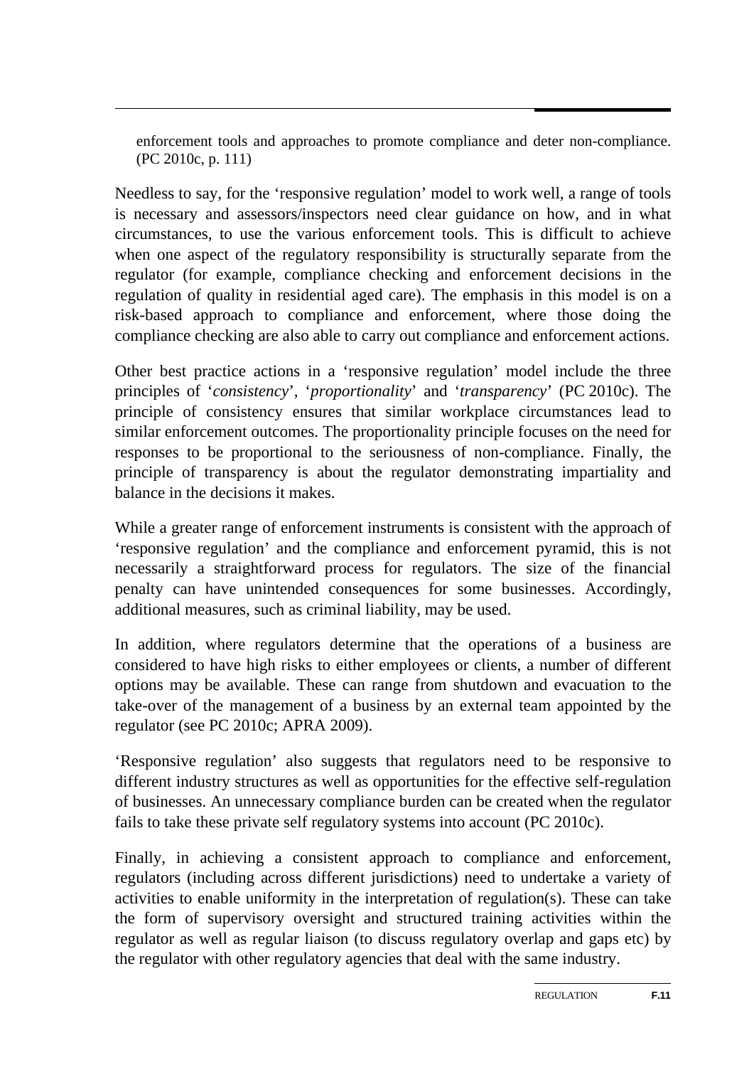> enforcement tools and approaches to promote compliance and deter non-compliance. (PC 2010c, p. 111)

Needless to say, for the 'responsive regulation' model to work well, a range of tools is necessary and assessors/inspectors need clear guidance on how, and in what circumstances, to use the various enforcement tools. This is difficult to achieve when one aspect of the regulatory responsibility is structurally separate from the regulator (for example, compliance checking and enforcement decisions in the regulation of quality in residential aged care). The emphasis in this model is on a risk-based approach to compliance and enforcement, where those doing the compliance checking are also able to carry out compliance and enforcement actions.

Other best practice actions in a 'responsive regulation' model include the three principles of '*consistency*', '*proportionality*' and '*transparency*' (PC 2010c). The principle of consistency ensures that similar workplace circumstances lead to similar enforcement outcomes. The proportionality principle focuses on the need for responses to be proportional to the seriousness of non-compliance. Finally, the principle of transparency is about the regulator demonstrating impartiality and balance in the decisions it makes.

While a greater range of enforcement instruments is consistent with the approach of 'responsive regulation' and the compliance and enforcement pyramid, this is not necessarily a straightforward process for regulators. The size of the financial penalty can have unintended consequences for some businesses. Accordingly, additional measures, such as criminal liability, may be used.

In addition, where regulators determine that the operations of a business are considered to have high risks to either employees or clients, a number of different options may be available. These can range from shutdown and evacuation to the take-over of the management of a business by an external team appointed by the regulator (see PC 2010c; APRA 2009).

'Responsive regulation' also suggests that regulators need to be responsive to different industry structures as well as opportunities for the effective self-regulation of businesses. An unnecessary compliance burden can be created when the regulator fails to take these private self regulatory systems into account (PC 2010c).

Finally, in achieving a consistent approach to compliance and enforcement, regulators (including across different jurisdictions) need to undertake a variety of activities to enable uniformity in the interpretation of regulation(s). These can take the form of supervisory oversight and structured training activities within the regulator as well as regular liaison (to discuss regulatory overlap and gaps etc) by the regulator with other regulatory agencies that deal with the same industry.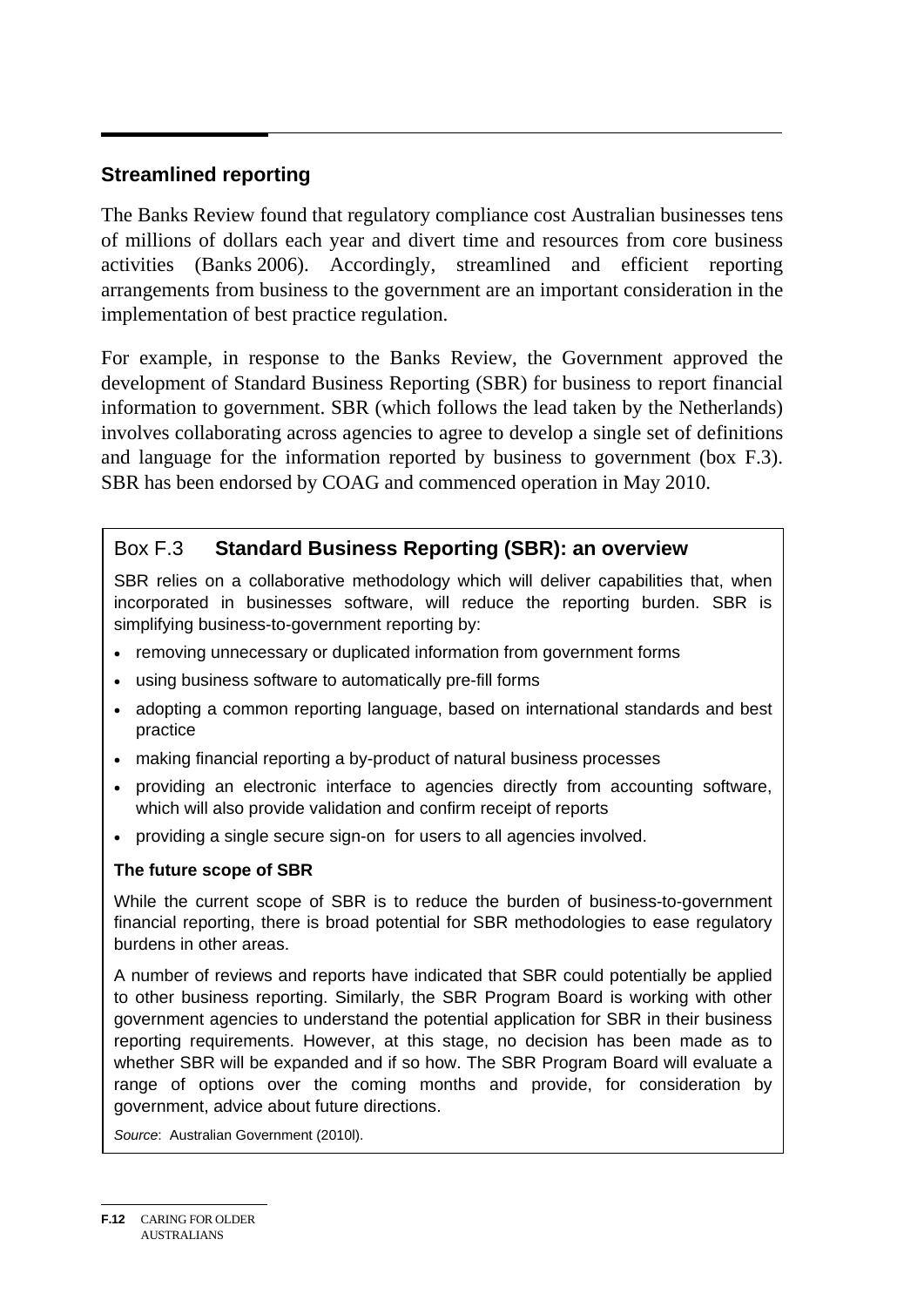## Streamlined reporting

The Banks Review found that regulatory compliance cost Australian businesses tens of millions of dollars each year and divert time and resources from core business activities (Banks 2006). Accordingly, streamlined and efficient reporting arrangements from business to the government are an important consideration in the implementation of best practice regulation.

For example, in response to the Banks Review, the Government approved the development of Standard Business Reporting (SBR) for business to report financial information to government. SBR (which follows the lead taken by the Netherlands) involves collaborating across agencies to agree to develop a single set of definitions and language for the information reported by business to government (box F.3). SBR has been endorsed by COAG and commenced operation in May 2010.

### Box F.3 **Standard Business Reporting (SBR): an overview**

SBR relies on a collaborative methodology which will deliver capabilities that, when incorporated in businesses software, will reduce the reporting burden. SBR is simplifying business-to-government reporting by:

- removing unnecessary or duplicated information from government forms
- using business software to automatically pre-fill forms
- adopting a common reporting language, based on international standards and best practice
- making financial reporting a by-product of natural business processes
- providing an electronic interface to agencies directly from accounting software, which will also provide validation and confirm receipt of reports
- providing a single secure sign-on for users to all agencies involved.

**The future scope of SBR**

While the current scope of SBR is to reduce the burden of business-to-government financial reporting, there is broad potential for SBR methodologies to ease regulatory burdens in other areas.

A number of reviews and reports have indicated that SBR could potentially be applied to other business reporting. Similarly, the SBR Program Board is working with other government agencies to understand the potential application for SBR in their business reporting requirements. However, at this stage, no decision has been made as to whether SBR will be expanded and if so how. The SBR Program Board will evaluate a range of options over the coming months and provide, for consideration by government, advice about future directions.

*Source*: Australian Government (2010l).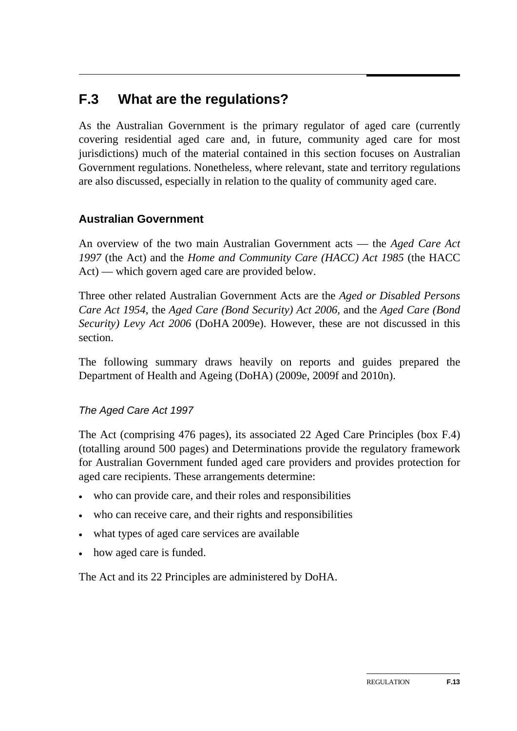## F.3 What are the regulations?

As the Australian Government is the primary regulator of aged care (currently covering residential aged care and, in future, community aged care for most jurisdictions) much of the material contained in this section focuses on Australian Government regulations. Nonetheless, where relevant, state and territory regulations are also discussed, especially in relation to the quality of community aged care.

### Australian Government

An overview of the two main Australian Government acts — the *Aged Care Act 1997* (the Act) and the *Home and Community Care (HACC) Act 1985* (the HACC Act) — which govern aged care are provided below.

Three other related Australian Government Acts are the *Aged or Disabled Persons Care Act 1954*, the *Aged Care (Bond Security) Act 2006*, and the *Aged Care (Bond Security) Levy Act 2006* (DoHA 2009e). However, these are not discussed in this section.

The following summary draws heavily on reports and guides prepared the Department of Health and Ageing (DoHA) (2009e, 2009f and 2010n).

#### *The Aged Care Act 1997*

The Act (comprising 476 pages), its associated 22 Aged Care Principles (box F.4) (totalling around 500 pages) and Determinations provide the regulatory framework for Australian Government funded aged care providers and provides protection for aged care recipients. These arrangements determine:

- who can provide care, and their roles and responsibilities
- who can receive care, and their rights and responsibilities
- what types of aged care services are available
- how aged care is funded.

The Act and its 22 Principles are administered by DoHA.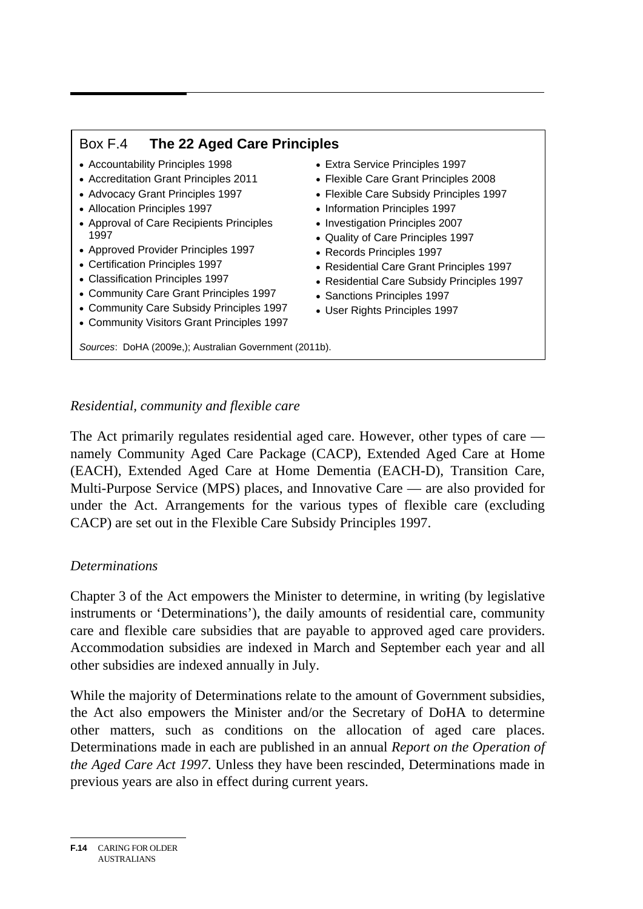## Box F.4 **The 22 Aged Care Principles**

- Accountability Principles 1998
- Accreditation Grant Principles 2011
- Advocacy Grant Principles 1997
- Allocation Principles 1997
- Approval of Care Recipients Principles 1997
- Approved Provider Principles 1997
- Certification Principles 1997
- Classification Principles 1997
- Community Care Grant Principles 1997
- Community Care Subsidy Principles 1997
- Community Visitors Grant Principles 1997
- Extra Service Principles 1997
- Flexible Care Grant Principles 2008
- Flexible Care Subsidy Principles 1997
- Information Principles 1997
- Investigation Principles 2007
- Quality of Care Principles 1997
- Records Principles 1997
- Residential Care Grant Principles 1997
- Residential Care Subsidy Principles 1997
- Sanctions Principles 1997
- User Rights Principles 1997

*Sources*: DoHA (2009e,); Australian Government (2011b).

### *Residential, community and flexible care*

The Act primarily regulates residential aged care. However, other types of care — namely Community Aged Care Package (CACP), Extended Aged Care at Home (EACH), Extended Aged Care at Home Dementia (EACH-D), Transition Care, Multi-Purpose Service (MPS) places, and Innovative Care — are also provided for under the Act. Arrangements for the various types of flexible care (excluding CACP) are set out in the Flexible Care Subsidy Principles 1997.

### *Determinations*

Chapter 3 of the Act empowers the Minister to determine, in writing (by legislative instruments or 'Determinations'), the daily amounts of residential care, community care and flexible care subsidies that are payable to approved aged care providers. Accommodation subsidies are indexed in March and September each year and all other subsidies are indexed annually in July.

While the majority of Determinations relate to the amount of Government subsidies, the Act also empowers the Minister and/or the Secretary of DoHA to determine other matters, such as conditions on the allocation of aged care places. Determinations made in each are published in an annual *Report on the Operation of the Aged Care Act 1997*. Unless they have been rescinded, Determinations made in previous years are also in effect during current years.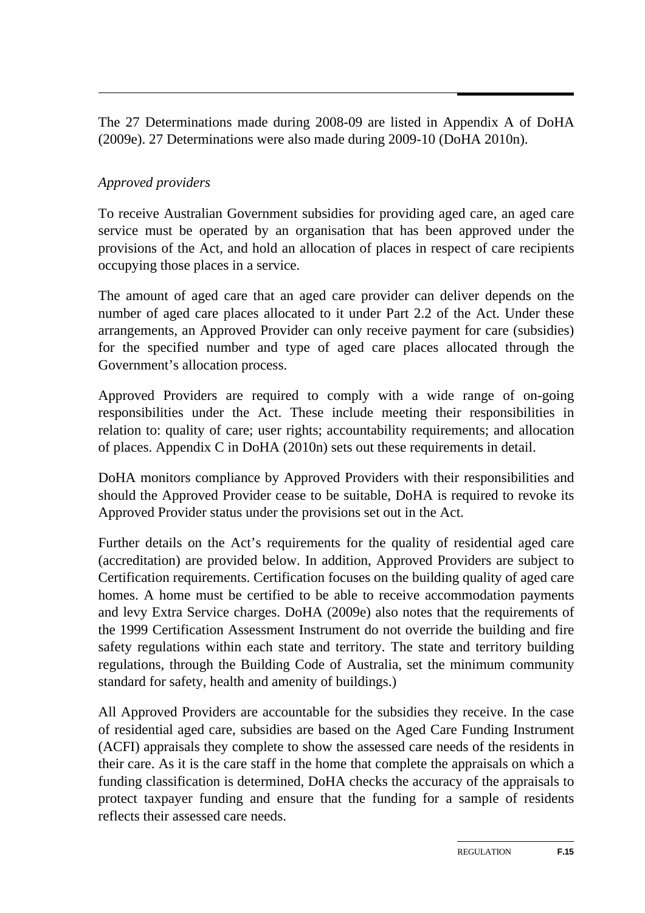The 27 Determinations made during 2008-09 are listed in Appendix A of DoHA (2009e). 27 Determinations were also made during 2009-10 (DoHA 2010n).

*Approved providers*

To receive Australian Government subsidies for providing aged care, an aged care service must be operated by an organisation that has been approved under the provisions of the Act, and hold an allocation of places in respect of care recipients occupying those places in a service.

The amount of aged care that an aged care provider can deliver depends on the number of aged care places allocated to it under Part 2.2 of the Act. Under these arrangements, an Approved Provider can only receive payment for care (subsidies) for the specified number and type of aged care places allocated through the Government's allocation process.

Approved Providers are required to comply with a wide range of on-going responsibilities under the Act. These include meeting their responsibilities in relation to: quality of care; user rights; accountability requirements; and allocation of places. Appendix C in DoHA (2010n) sets out these requirements in detail.

DoHA monitors compliance by Approved Providers with their responsibilities and should the Approved Provider cease to be suitable, DoHA is required to revoke its Approved Provider status under the provisions set out in the Act.

Further details on the Act's requirements for the quality of residential aged care (accreditation) are provided below. In addition, Approved Providers are subject to Certification requirements. Certification focuses on the building quality of aged care homes. A home must be certified to be able to receive accommodation payments and levy Extra Service charges. DoHA (2009e) also notes that the requirements of the 1999 Certification Assessment Instrument do not override the building and fire safety regulations within each state and territory. The state and territory building regulations, through the Building Code of Australia, set the minimum community standard for safety, health and amenity of buildings.)

All Approved Providers are accountable for the subsidies they receive. In the case of residential aged care, subsidies are based on the Aged Care Funding Instrument (ACFI) appraisals they complete to show the assessed care needs of the residents in their care. As it is the care staff in the home that complete the appraisals on which a funding classification is determined, DoHA checks the accuracy of the appraisals to protect taxpayer funding and ensure that the funding for a sample of residents reflects their assessed care needs.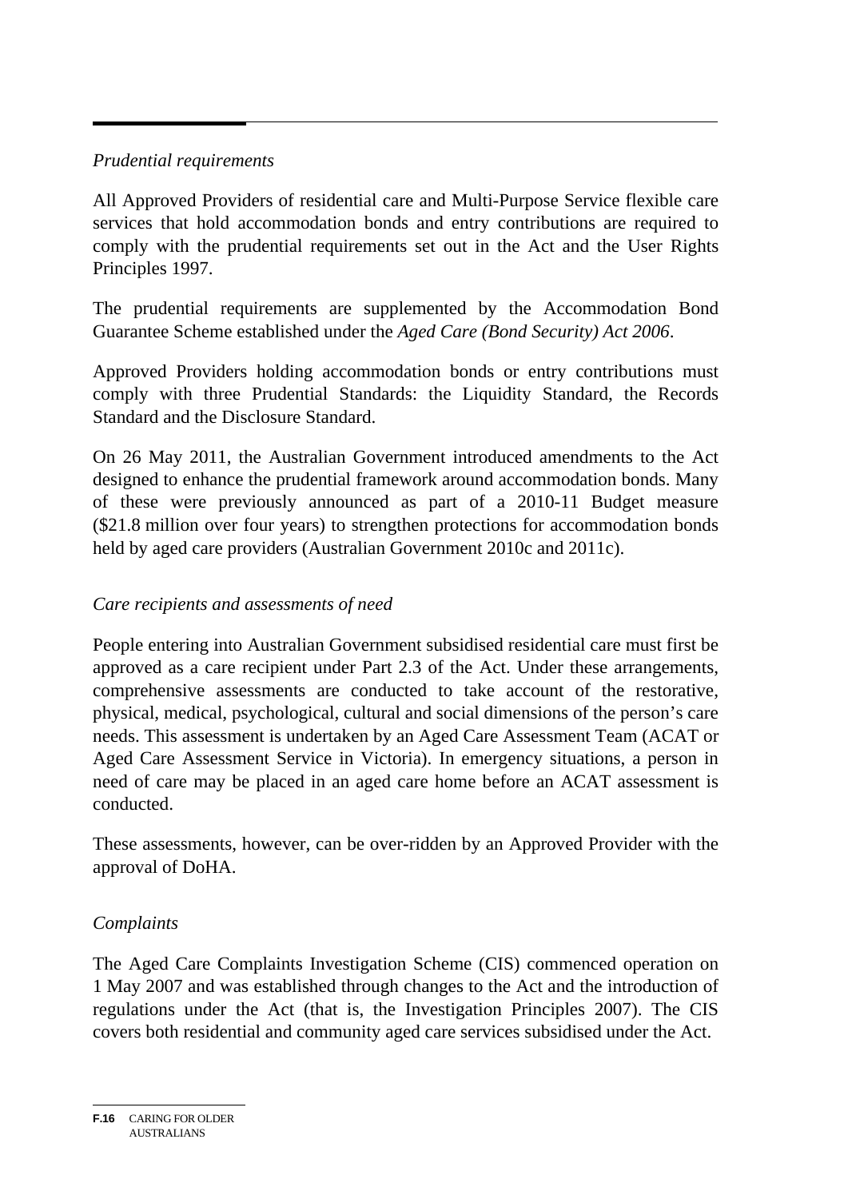*Prudential requirements*

All Approved Providers of residential care and Multi-Purpose Service flexible care services that hold accommodation bonds and entry contributions are required to comply with the prudential requirements set out in the Act and the User Rights Principles 1997.

The prudential requirements are supplemented by the Accommodation Bond Guarantee Scheme established under the *Aged Care (Bond Security) Act 2006*.

Approved Providers holding accommodation bonds or entry contributions must comply with three Prudential Standards: the Liquidity Standard, the Records Standard and the Disclosure Standard.

On 26 May 2011, the Australian Government introduced amendments to the Act designed to enhance the prudential framework around accommodation bonds. Many of these were previously announced as part of a 2010-11 Budget measure ($21.8 million over four years) to strengthen protections for accommodation bonds held by aged care providers (Australian Government 2010c and 2011c).

*Care recipients and assessments of need*

People entering into Australian Government subsidised residential care must first be approved as a care recipient under Part 2.3 of the Act. Under these arrangements, comprehensive assessments are conducted to take account of the restorative, physical, medical, psychological, cultural and social dimensions of the person's care needs. This assessment is undertaken by an Aged Care Assessment Team (ACAT or Aged Care Assessment Service in Victoria). In emergency situations, a person in need of care may be placed in an aged care home before an ACAT assessment is conducted.

These assessments, however, can be over-ridden by an Approved Provider with the approval of DoHA.

*Complaints*

The Aged Care Complaints Investigation Scheme (CIS) commenced operation on 1 May 2007 and was established through changes to the Act and the introduction of regulations under the Act (that is, the Investigation Principles 2007). The CIS covers both residential and community aged care services subsidised under the Act.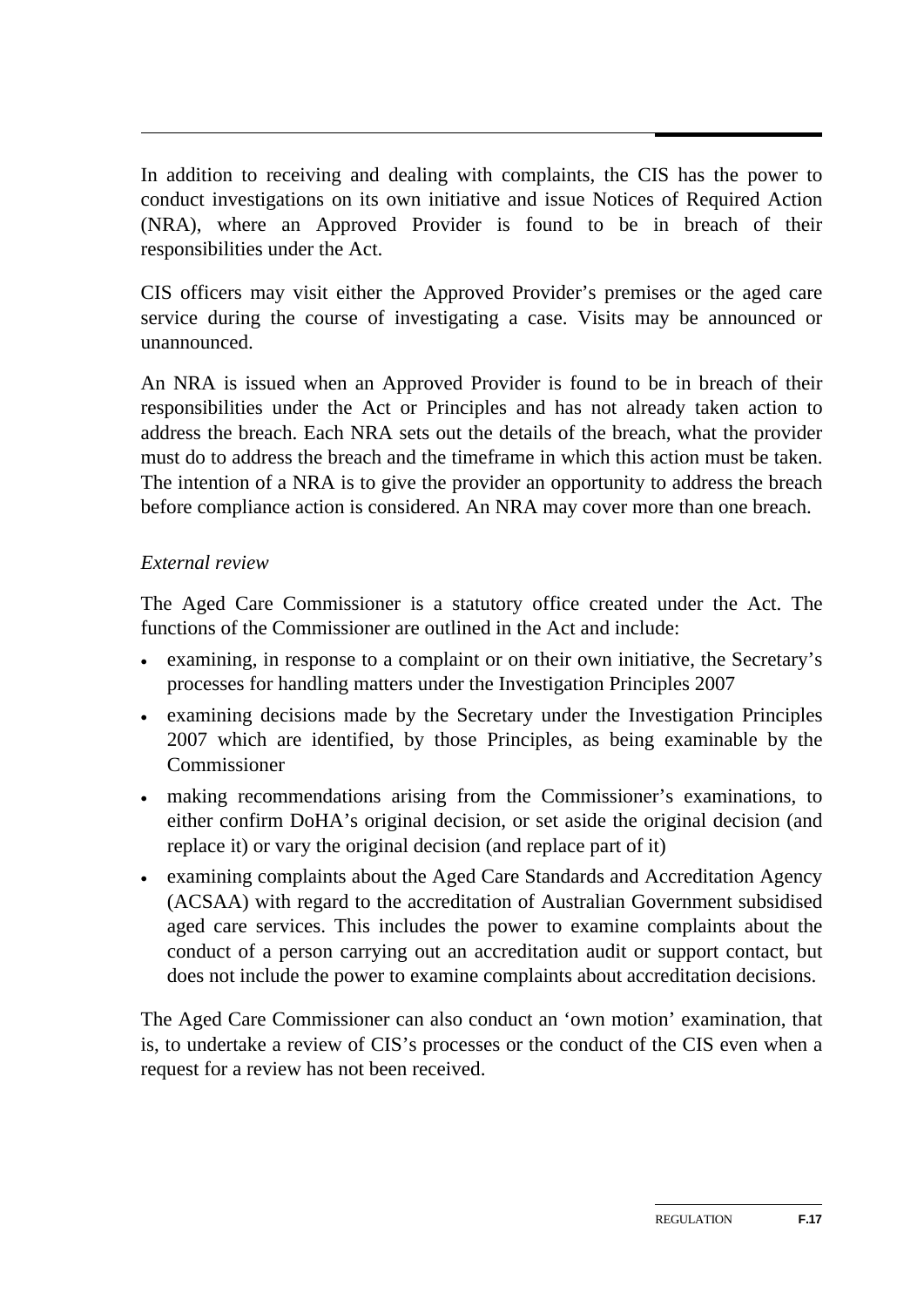In addition to receiving and dealing with complaints, the CIS has the power to conduct investigations on its own initiative and issue Notices of Required Action (NRA), where an Approved Provider is found to be in breach of their responsibilities under the Act.

CIS officers may visit either the Approved Provider's premises or the aged care service during the course of investigating a case. Visits may be announced or unannounced.

An NRA is issued when an Approved Provider is found to be in breach of their responsibilities under the Act or Principles and has not already taken action to address the breach. Each NRA sets out the details of the breach, what the provider must do to address the breach and the timeframe in which this action must be taken. The intention of a NRA is to give the provider an opportunity to address the breach before compliance action is considered. An NRA may cover more than one breach.

*External review*

The Aged Care Commissioner is a statutory office created under the Act. The functions of the Commissioner are outlined in the Act and include:

- examining, in response to a complaint or on their own initiative, the Secretary's processes for handling matters under the Investigation Principles 2007
- examining decisions made by the Secretary under the Investigation Principles 2007 which are identified, by those Principles, as being examinable by the Commissioner
- making recommendations arising from the Commissioner's examinations, to either confirm DoHA's original decision, or set aside the original decision (and replace it) or vary the original decision (and replace part of it)
- examining complaints about the Aged Care Standards and Accreditation Agency (ACSAA) with regard to the accreditation of Australian Government subsidised aged care services. This includes the power to examine complaints about the conduct of a person carrying out an accreditation audit or support contact, but does not include the power to examine complaints about accreditation decisions.

The Aged Care Commissioner can also conduct an 'own motion' examination, that is, to undertake a review of CIS's processes or the conduct of the CIS even when a request for a review has not been received.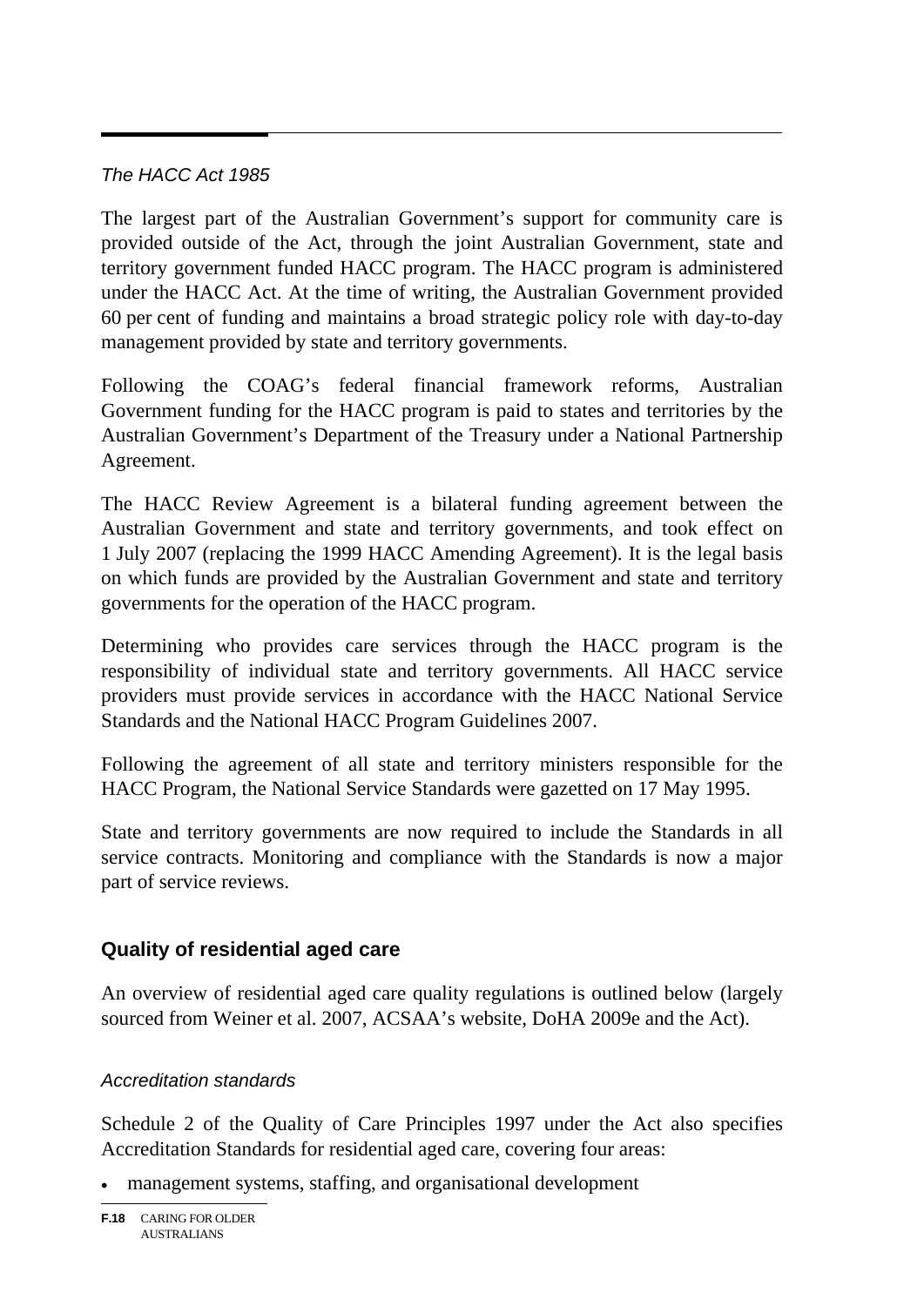*The HACC Act 1985*

The largest part of the Australian Government's support for community care is provided outside of the Act, through the joint Australian Government, state and territory government funded HACC program. The HACC program is administered under the HACC Act. At the time of writing, the Australian Government provided 60 per cent of funding and maintains a broad strategic policy role with day-to-day management provided by state and territory governments.

Following the COAG's federal financial framework reforms, Australian Government funding for the HACC program is paid to states and territories by the Australian Government's Department of the Treasury under a National Partnership Agreement.

The HACC Review Agreement is a bilateral funding agreement between the Australian Government and state and territory governments, and took effect on 1 July 2007 (replacing the 1999 HACC Amending Agreement). It is the legal basis on which funds are provided by the Australian Government and state and territory governments for the operation of the HACC program.

Determining who provides care services through the HACC program is the responsibility of individual state and territory governments. All HACC service providers must provide services in accordance with the HACC National Service Standards and the National HACC Program Guidelines 2007.

Following the agreement of all state and territory ministers responsible for the HACC Program, the National Service Standards were gazetted on 17 May 1995.

State and territory governments are now required to include the Standards in all service contracts. Monitoring and compliance with the Standards is now a major part of service reviews.

## Quality of residential aged care

An overview of residential aged care quality regulations is outlined below (largely sourced from Weiner et al. 2007, ACSAA's website, DoHA 2009e and the Act).

*Accreditation standards*

Schedule 2 of the Quality of Care Principles 1997 under the Act also specifies Accreditation Standards for residential aged care, covering four areas:

- management systems, staffing, and organisational development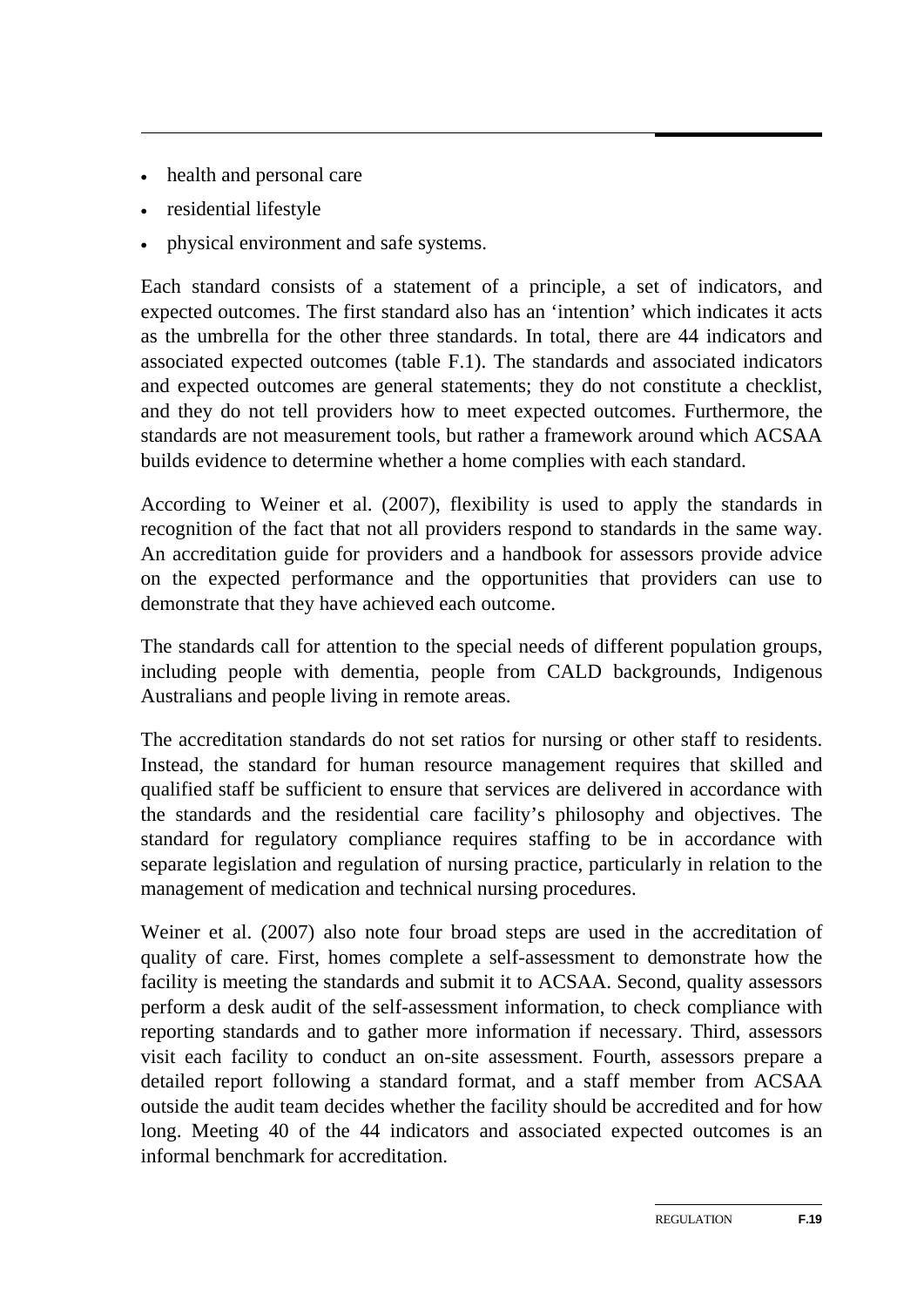- health and personal care
- residential lifestyle
- physical environment and safe systems.

Each standard consists of a statement of a principle, a set of indicators, and expected outcomes. The first standard also has an 'intention' which indicates it acts as the umbrella for the other three standards. In total, there are 44 indicators and associated expected outcomes (table F.1). The standards and associated indicators and expected outcomes are general statements; they do not constitute a checklist, and they do not tell providers how to meet expected outcomes. Furthermore, the standards are not measurement tools, but rather a framework around which ACSAA builds evidence to determine whether a home complies with each standard.

According to Weiner et al. (2007), flexibility is used to apply the standards in recognition of the fact that not all providers respond to standards in the same way. An accreditation guide for providers and a handbook for assessors provide advice on the expected performance and the opportunities that providers can use to demonstrate that they have achieved each outcome.

The standards call for attention to the special needs of different population groups, including people with dementia, people from CALD backgrounds, Indigenous Australians and people living in remote areas.

The accreditation standards do not set ratios for nursing or other staff to residents. Instead, the standard for human resource management requires that skilled and qualified staff be sufficient to ensure that services are delivered in accordance with the standards and the residential care facility's philosophy and objectives. The standard for regulatory compliance requires staffing to be in accordance with separate legislation and regulation of nursing practice, particularly in relation to the management of medication and technical nursing procedures.

Weiner et al. (2007) also note four broad steps are used in the accreditation of quality of care. First, homes complete a self-assessment to demonstrate how the facility is meeting the standards and submit it to ACSAA. Second, quality assessors perform a desk audit of the self-assessment information, to check compliance with reporting standards and to gather more information if necessary. Third, assessors visit each facility to conduct an on-site assessment. Fourth, assessors prepare a detailed report following a standard format, and a staff member from ACSAA outside the audit team decides whether the facility should be accredited and for how long. Meeting 40 of the 44 indicators and associated expected outcomes is an informal benchmark for accreditation.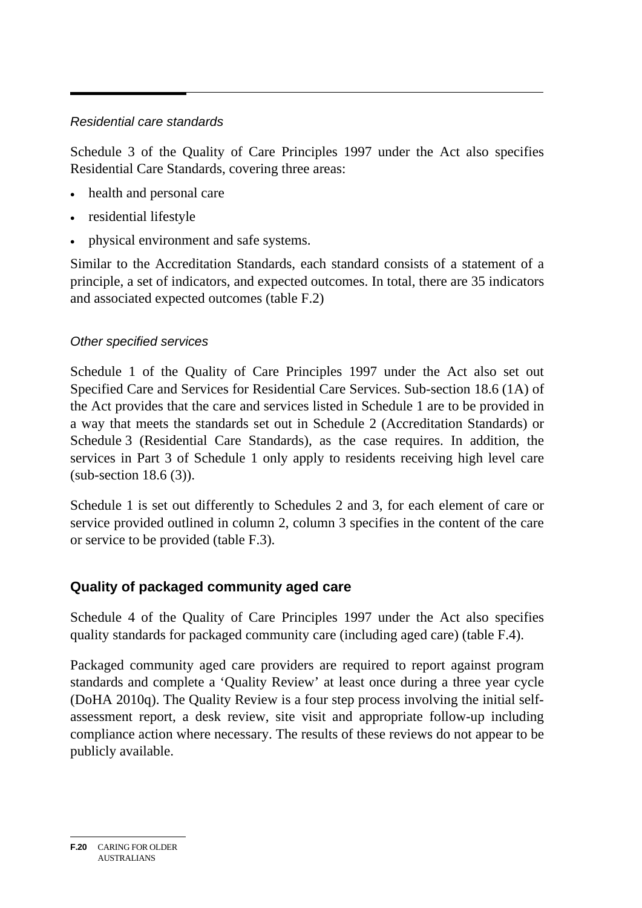*Residential care standards*

Schedule 3 of the Quality of Care Principles 1997 under the Act also specifies Residential Care Standards, covering three areas:

- health and personal care
- residential lifestyle
- physical environment and safe systems.

Similar to the Accreditation Standards, each standard consists of a statement of a principle, a set of indicators, and expected outcomes. In total, there are 35 indicators and associated expected outcomes (table F.2)

*Other specified services*

Schedule 1 of the Quality of Care Principles 1997 under the Act also set out Specified Care and Services for Residential Care Services. Sub-section 18.6 (1A) of the Act provides that the care and services listed in Schedule 1 are to be provided in a way that meets the standards set out in Schedule 2 (Accreditation Standards) or Schedule 3 (Residential Care Standards), as the case requires. In addition, the services in Part 3 of Schedule 1 only apply to residents receiving high level care (sub-section 18.6 (3)).

Schedule 1 is set out differently to Schedules 2 and 3, for each element of care or service provided outlined in column 2, column 3 specifies in the content of the care or service to be provided (table F.3).

## Quality of packaged community aged care

Schedule 4 of the Quality of Care Principles 1997 under the Act also specifies quality standards for packaged community care (including aged care) (table F.4).

Packaged community aged care providers are required to report against program standards and complete a 'Quality Review' at least once during a three year cycle (DoHA 2010q). The Quality Review is a four step process involving the initial self-assessment report, a desk review, site visit and appropriate follow-up including compliance action where necessary. The results of these reviews do not appear to be publicly available.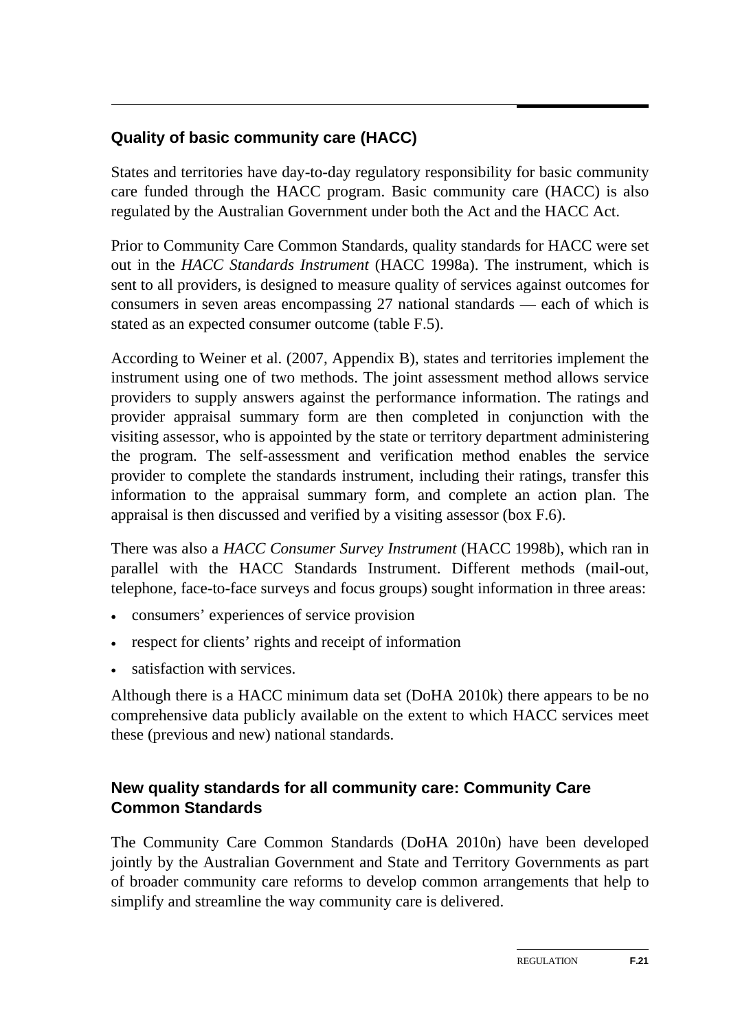### Quality of basic community care (HACC)

States and territories have day-to-day regulatory responsibility for basic community care funded through the HACC program. Basic community care (HACC) is also regulated by the Australian Government under both the Act and the HACC Act.

Prior to Community Care Common Standards, quality standards for HACC were set out in the *HACC Standards Instrument* (HACC 1998a). The instrument, which is sent to all providers, is designed to measure quality of services against outcomes for consumers in seven areas encompassing 27 national standards — each of which is stated as an expected consumer outcome (table F.5).

According to Weiner et al. (2007, Appendix B), states and territories implement the instrument using one of two methods. The joint assessment method allows service providers to supply answers against the performance information. The ratings and provider appraisal summary form are then completed in conjunction with the visiting assessor, who is appointed by the state or territory department administering the program. The self-assessment and verification method enables the service provider to complete the standards instrument, including their ratings, transfer this information to the appraisal summary form, and complete an action plan. The appraisal is then discussed and verified by a visiting assessor (box F.6).

There was also a *HACC Consumer Survey Instrument* (HACC 1998b), which ran in parallel with the HACC Standards Instrument. Different methods (mail-out, telephone, face-to-face surveys and focus groups) sought information in three areas:

- consumers' experiences of service provision
- respect for clients' rights and receipt of information
- satisfaction with services.

Although there is a HACC minimum data set (DoHA 2010k) there appears to be no comprehensive data publicly available on the extent to which HACC services meet these (previous and new) national standards.

### New quality standards for all community care: Community Care Common Standards

The Community Care Common Standards (DoHA 2010n) have been developed jointly by the Australian Government and State and Territory Governments as part of broader community care reforms to develop common arrangements that help to simplify and streamline the way community care is delivered.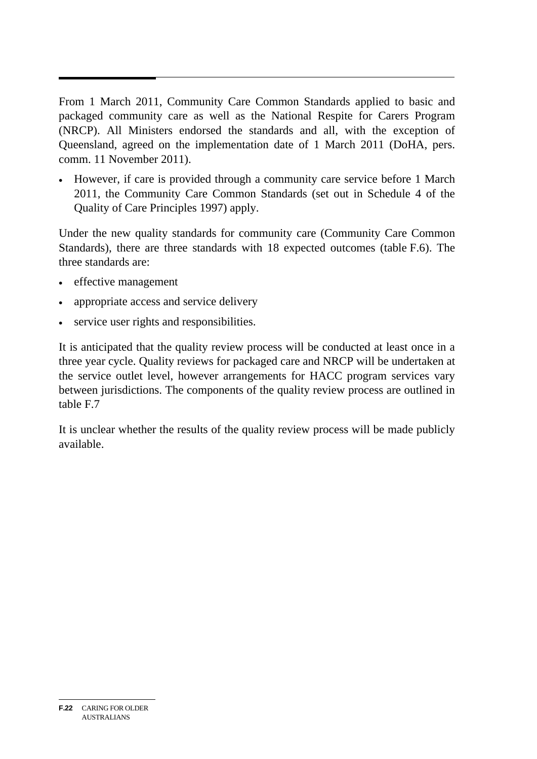From 1 March 2011, Community Care Common Standards applied to basic and packaged community care as well as the National Respite for Carers Program (NRCP). All Ministers endorsed the standards and all, with the exception of Queensland, agreed on the implementation date of 1 March 2011 (DoHA, pers. comm. 11 November 2011).

- However, if care is provided through a community care service before 1 March 2011, the Community Care Common Standards (set out in Schedule 4 of the Quality of Care Principles 1997) apply.

Under the new quality standards for community care (Community Care Common Standards), there are three standards with 18 expected outcomes (table F.6). The three standards are:

- effective management
- appropriate access and service delivery
- service user rights and responsibilities.

It is anticipated that the quality review process will be conducted at least once in a three year cycle. Quality reviews for packaged care and NRCP will be undertaken at the service outlet level, however arrangements for HACC program services vary between jurisdictions. The components of the quality review process are outlined in table F.7

It is unclear whether the results of the quality review process will be made publicly available.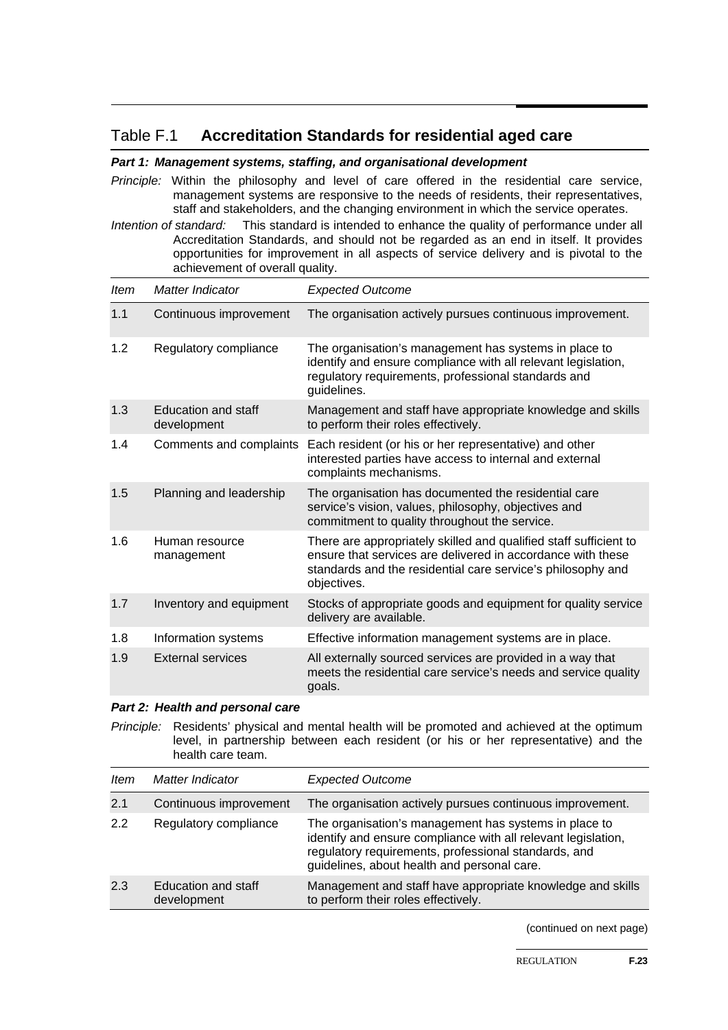## Table F.1 **Accreditation Standards for residential aged care**

***Part 1: Management systems, staffing, and organisational development***

*Principle:* Within the philosophy and level of care offered in the residential care service, management systems are responsive to the needs of residents, their representatives, staff and stakeholders, and the changing environment in which the service operates.

*Intention of standard:* This standard is intended to enhance the quality of performance under all Accreditation Standards, and should not be regarded as an end in itself. It provides opportunities for improvement in all aspects of service delivery and is pivotal to the achievement of overall quality.

| *Item* | *Matter Indicator* | *Expected Outcome* |
|---|---|---|
| 1.1 | Continuous improvement | The organisation actively pursues continuous improvement. |
| 1.2 | Regulatory compliance | The organisation's management has systems in place to identify and ensure compliance with all relevant legislation, regulatory requirements, professional standards and guidelines. |
| 1.3 | Education and staff development | Management and staff have appropriate knowledge and skills to perform their roles effectively. |
| 1.4 | Comments and complaints | Each resident (or his or her representative) and other interested parties have access to internal and external complaints mechanisms. |
| 1.5 | Planning and leadership | The organisation has documented the residential care service's vision, values, philosophy, objectives and commitment to quality throughout the service. |
| 1.6 | Human resource management | There are appropriately skilled and qualified staff sufficient to ensure that services are delivered in accordance with these standards and the residential care service's philosophy and objectives. |
| 1.7 | Inventory and equipment | Stocks of appropriate goods and equipment for quality service delivery are available. |
| 1.8 | Information systems | Effective information management systems are in place. |
| 1.9 | External services | All externally sourced services are provided in a way that meets the residential care service's needs and service quality goals. |

***Part 2: Health and personal care***

*Principle:* Residents' physical and mental health will be promoted and achieved at the optimum level, in partnership between each resident (or his or her representative) and the health care team.

| *Item* | *Matter Indicator* | *Expected Outcome* |
|---|---|---|
| 2.1 | Continuous improvement | The organisation actively pursues continuous improvement. |
| 2.2 | Regulatory compliance | The organisation's management has systems in place to identify and ensure compliance with all relevant legislation, regulatory requirements, professional standards, and guidelines, about health and personal care. |
| 2.3 | Education and staff development | Management and staff have appropriate knowledge and skills to perform their roles effectively. |

(continued on next page)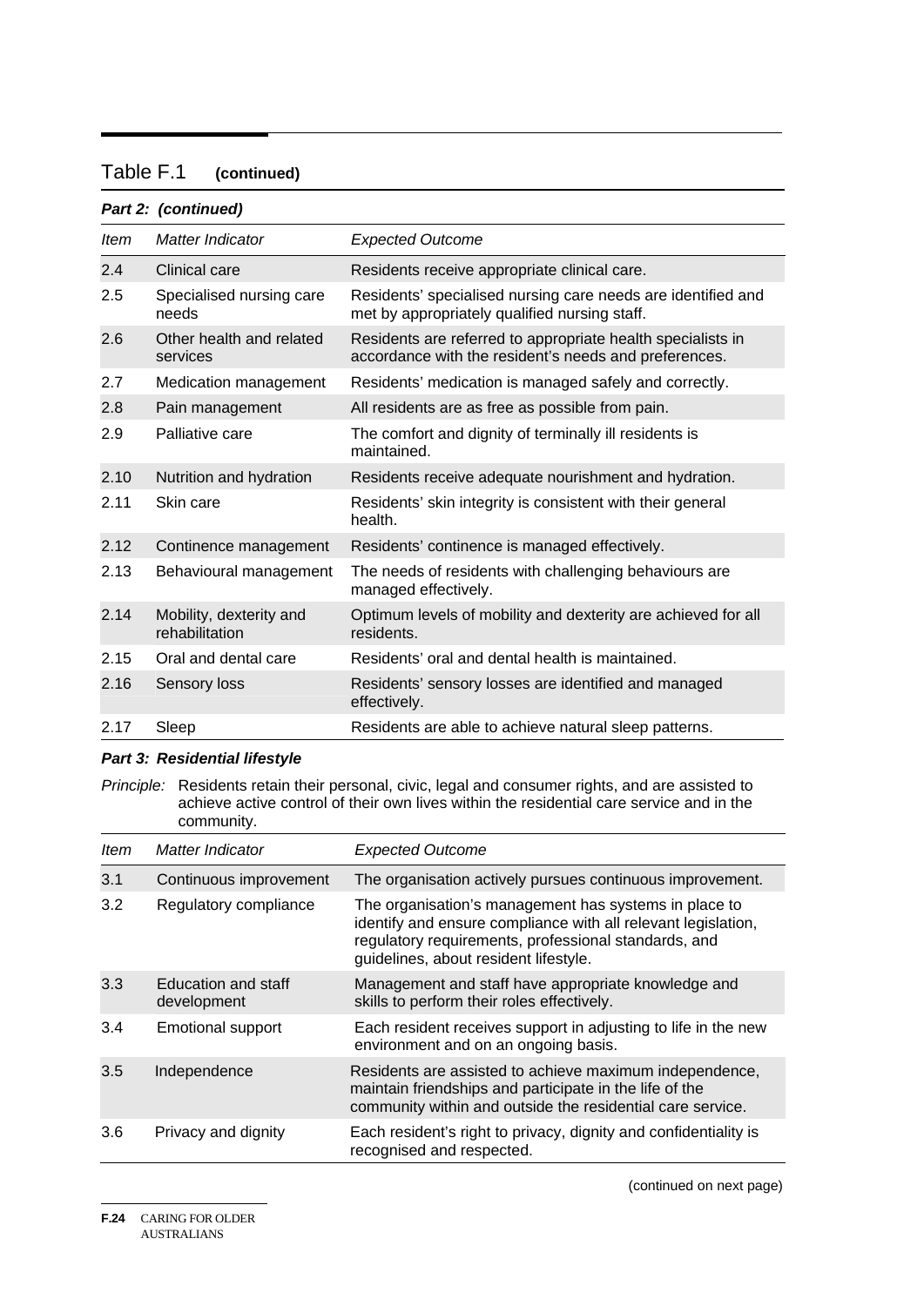Table F.1 **(continued)**

***Part 2: (continued)***

| *Item* | *Matter Indicator* | *Expected Outcome* |
|---|---|---|
| 2.4 | Clinical care | Residents receive appropriate clinical care. |
| 2.5 | Specialised nursing care needs | Residents' specialised nursing care needs are identified and met by appropriately qualified nursing staff. |
| 2.6 | Other health and related services | Residents are referred to appropriate health specialists in accordance with the resident's needs and preferences. |
| 2.7 | Medication management | Residents' medication is managed safely and correctly. |
| 2.8 | Pain management | All residents are as free as possible from pain. |
| 2.9 | Palliative care | The comfort and dignity of terminally ill residents is maintained. |
| 2.10 | Nutrition and hydration | Residents receive adequate nourishment and hydration. |
| 2.11 | Skin care | Residents' skin integrity is consistent with their general health. |
| 2.12 | Continence management | Residents' continence is managed effectively. |
| 2.13 | Behavioural management | The needs of residents with challenging behaviours are managed effectively. |
| 2.14 | Mobility, dexterity and rehabilitation | Optimum levels of mobility and dexterity are achieved for all residents. |
| 2.15 | Oral and dental care | Residents' oral and dental health is maintained. |
| 2.16 | Sensory loss | Residents' sensory losses are identified and managed effectively. |
| 2.17 | Sleep | Residents are able to achieve natural sleep patterns. |

***Part 3: Residential lifestyle***

*Principle:* Residents retain their personal, civic, legal and consumer rights, and are assisted to achieve active control of their own lives within the residential care service and in the community.

| *Item* | *Matter Indicator* | *Expected Outcome* |
|---|---|---|
| 3.1 | Continuous improvement | The organisation actively pursues continuous improvement. |
| 3.2 | Regulatory compliance | The organisation's management has systems in place to identify and ensure compliance with all relevant legislation, regulatory requirements, professional standards, and guidelines, about resident lifestyle. |
| 3.3 | Education and staff development | Management and staff have appropriate knowledge and skills to perform their roles effectively. |
| 3.4 | Emotional support | Each resident receives support in adjusting to life in the new environment and on an ongoing basis. |
| 3.5 | Independence | Residents are assisted to achieve maximum independence, maintain friendships and participate in the life of the community within and outside the residential care service. |
| 3.6 | Privacy and dignity | Each resident's right to privacy, dignity and confidentiality is recognised and respected. |

(continued on next page)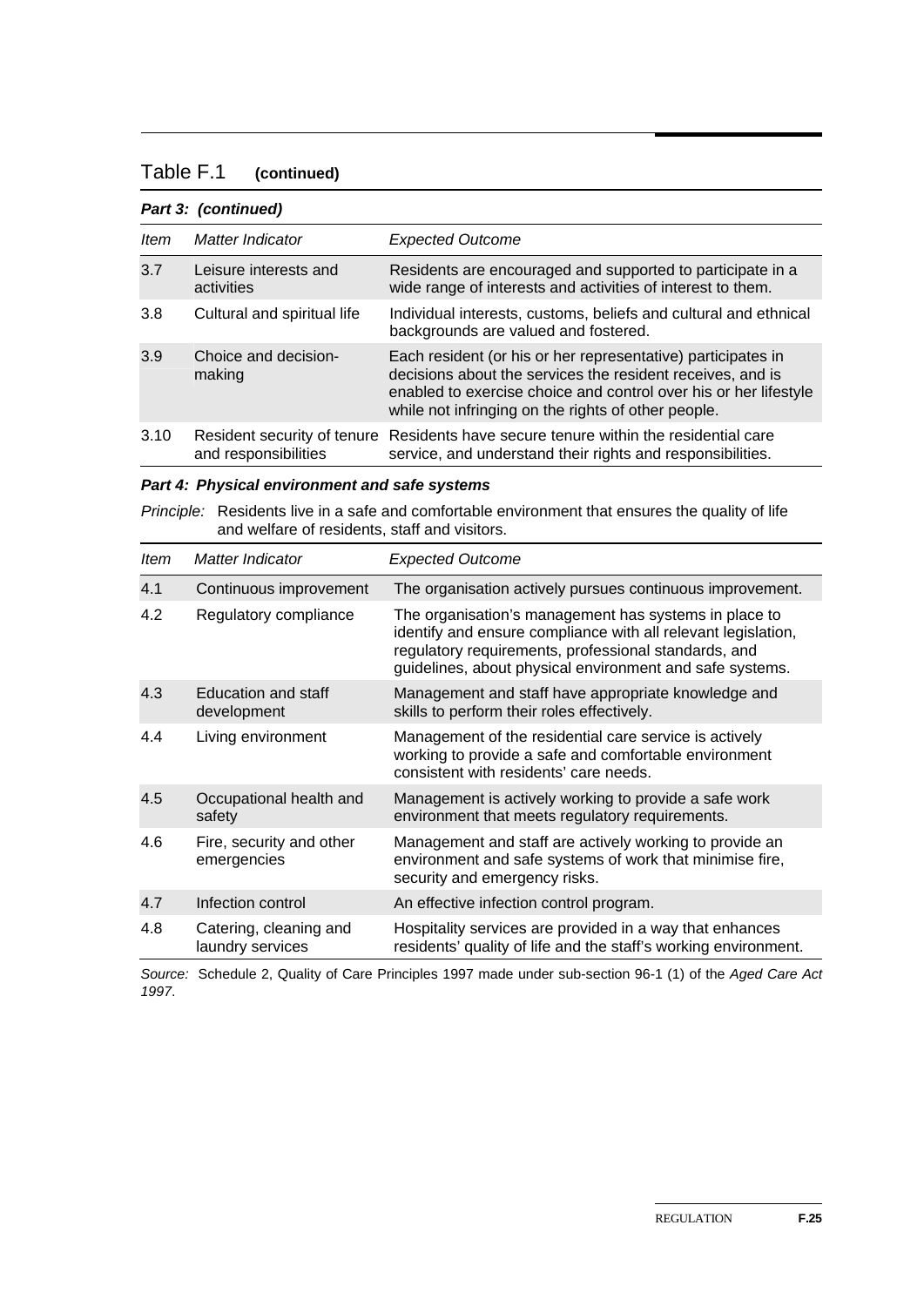## Table F.1 **(continued)**

***Part 3: (continued)***

| *Item* | *Matter Indicator* | *Expected Outcome* |
|---|---|---|
| 3.7 | Leisure interests and activities | Residents are encouraged and supported to participate in a wide range of interests and activities of interest to them. |
| 3.8 | Cultural and spiritual life | Individual interests, customs, beliefs and cultural and ethnical backgrounds are valued and fostered. |
| 3.9 | Choice and decision-making | Each resident (or his or her representative) participates in decisions about the services the resident receives, and is enabled to exercise choice and control over his or her lifestyle while not infringing on the rights of other people. |
| 3.10 | Resident security of tenure and responsibilities | Residents have secure tenure within the residential care service, and understand their rights and responsibilities. |

***Part 4: Physical environment and safe systems***

*Principle:* Residents live in a safe and comfortable environment that ensures the quality of life and welfare of residents, staff and visitors.

| *Item* | *Matter Indicator* | *Expected Outcome* |
|---|---|---|
| 4.1 | Continuous improvement | The organisation actively pursues continuous improvement. |
| 4.2 | Regulatory compliance | The organisation's management has systems in place to identify and ensure compliance with all relevant legislation, regulatory requirements, professional standards, and guidelines, about physical environment and safe systems. |
| 4.3 | Education and staff development | Management and staff have appropriate knowledge and skills to perform their roles effectively. |
| 4.4 | Living environment | Management of the residential care service is actively working to provide a safe and comfortable environment consistent with residents' care needs. |
| 4.5 | Occupational health and safety | Management is actively working to provide a safe work environment that meets regulatory requirements. |
| 4.6 | Fire, security and other emergencies | Management and staff are actively working to provide an environment and safe systems of work that minimise fire, security and emergency risks. |
| 4.7 | Infection control | An effective infection control program. |
| 4.8 | Catering, cleaning and laundry services | Hospitality services are provided in a way that enhances residents' quality of life and the staff's working environment. |

*Source:* Schedule 2, Quality of Care Principles 1997 made under sub-section 96-1 (1) of the *Aged Care Act 1997*.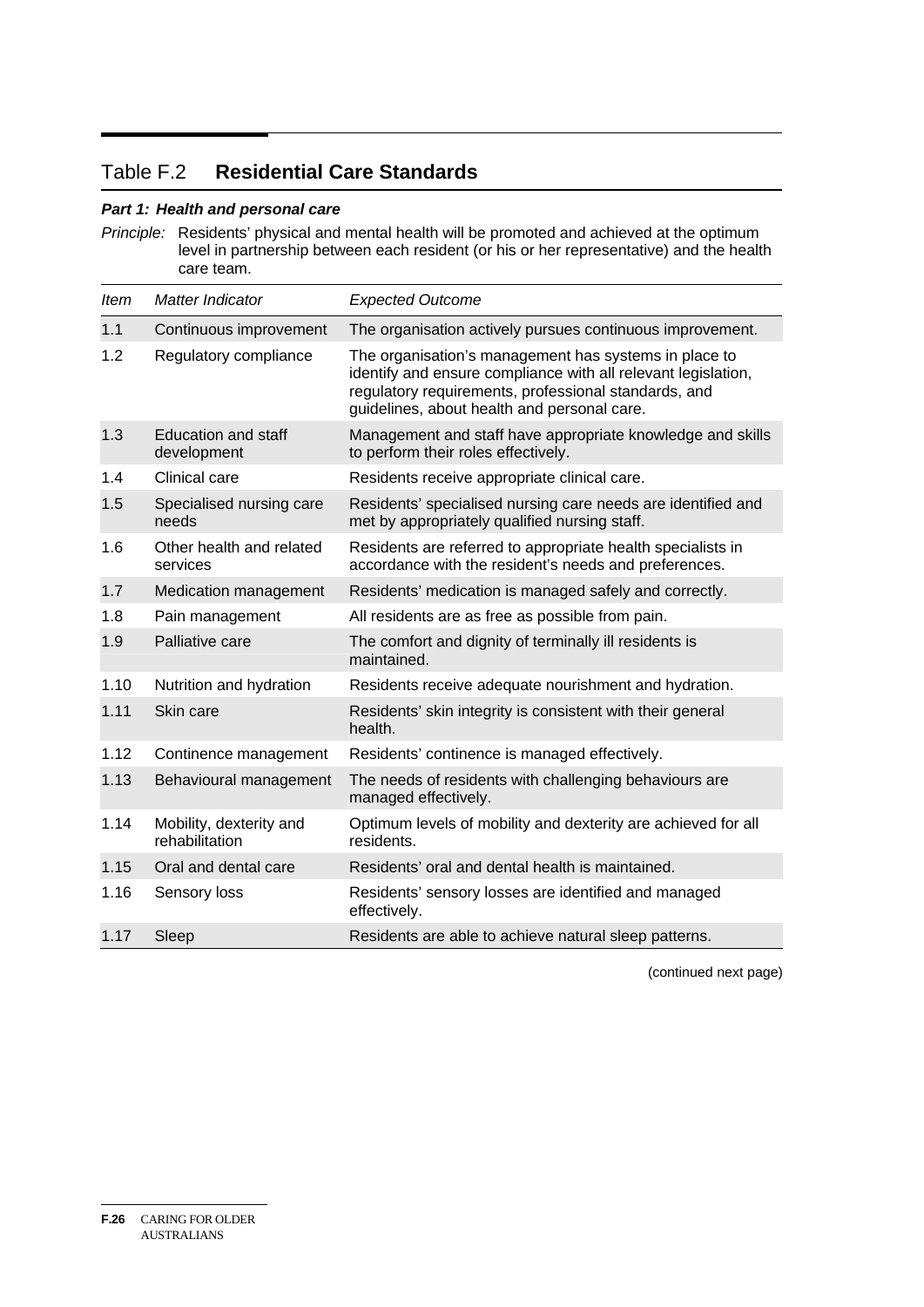## Table F.2 **Residential Care Standards**

***Part 1: Health and personal care***

*Principle:* Residents' physical and mental health will be promoted and achieved at the optimum level in partnership between each resident (or his or her representative) and the health care team.

| *Item* | *Matter Indicator* | *Expected Outcome* |
| --- | --- | --- |
| 1.1 | Continuous improvement | The organisation actively pursues continuous improvement. |
| 1.2 | Regulatory compliance | The organisation's management has systems in place to identify and ensure compliance with all relevant legislation, regulatory requirements, professional standards, and guidelines, about health and personal care. |
| 1.3 | Education and staff development | Management and staff have appropriate knowledge and skills to perform their roles effectively. |
| 1.4 | Clinical care | Residents receive appropriate clinical care. |
| 1.5 | Specialised nursing care needs | Residents' specialised nursing care needs are identified and met by appropriately qualified nursing staff. |
| 1.6 | Other health and related services | Residents are referred to appropriate health specialists in accordance with the resident's needs and preferences. |
| 1.7 | Medication management | Residents' medication is managed safely and correctly. |
| 1.8 | Pain management | All residents are as free as possible from pain. |
| 1.9 | Palliative care | The comfort and dignity of terminally ill residents is maintained. |
| 1.10 | Nutrition and hydration | Residents receive adequate nourishment and hydration. |
| 1.11 | Skin care | Residents' skin integrity is consistent with their general health. |
| 1.12 | Continence management | Residents' continence is managed effectively. |
| 1.13 | Behavioural management | The needs of residents with challenging behaviours are managed effectively. |
| 1.14 | Mobility, dexterity and rehabilitation | Optimum levels of mobility and dexterity are achieved for all residents. |
| 1.15 | Oral and dental care | Residents' oral and dental health is maintained. |
| 1.16 | Sensory loss | Residents' sensory losses are identified and managed effectively. |
| 1.17 | Sleep | Residents are able to achieve natural sleep patterns. |

(continued next page)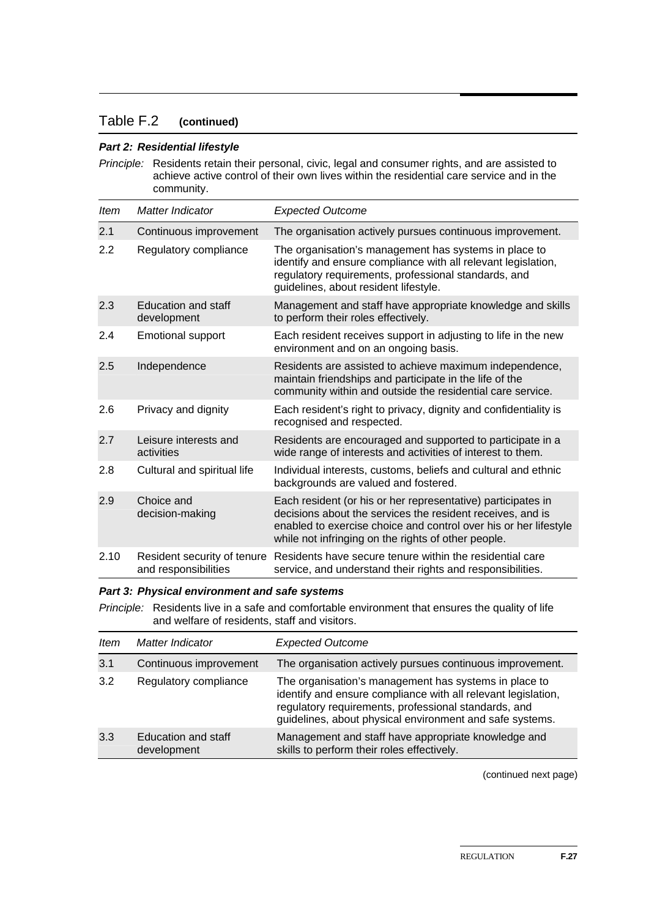## Table F.2 **(continued)**

***Part 2: Residential lifestyle***

*Principle:* Residents retain their personal, civic, legal and consumer rights, and are assisted to achieve active control of their own lives within the residential care service and in the community.

| *Item* | *Matter Indicator* | *Expected Outcome* |
|---|---|---|
| 2.1 | Continuous improvement | The organisation actively pursues continuous improvement. |
| 2.2 | Regulatory compliance | The organisation's management has systems in place to identify and ensure compliance with all relevant legislation, regulatory requirements, professional standards, and guidelines, about resident lifestyle. |
| 2.3 | Education and staff development | Management and staff have appropriate knowledge and skills to perform their roles effectively. |
| 2.4 | Emotional support | Each resident receives support in adjusting to life in the new environment and on an ongoing basis. |
| 2.5 | Independence | Residents are assisted to achieve maximum independence, maintain friendships and participate in the life of the community within and outside the residential care service. |
| 2.6 | Privacy and dignity | Each resident's right to privacy, dignity and confidentiality is recognised and respected. |
| 2.7 | Leisure interests and activities | Residents are encouraged and supported to participate in a wide range of interests and activities of interest to them. |
| 2.8 | Cultural and spiritual life | Individual interests, customs, beliefs and cultural and ethnic backgrounds are valued and fostered. |
| 2.9 | Choice and decision-making | Each resident (or his or her representative) participates in decisions about the services the resident receives, and is enabled to exercise choice and control over his or her lifestyle while not infringing on the rights of other people. |
| 2.10 | Resident security of tenure and responsibilities | Residents have secure tenure within the residential care service, and understand their rights and responsibilities. |

***Part 3: Physical environment and safe systems***

*Principle:* Residents live in a safe and comfortable environment that ensures the quality of life and welfare of residents, staff and visitors.

| *Item* | *Matter Indicator* | *Expected Outcome* |
|---|---|---|
| 3.1 | Continuous improvement | The organisation actively pursues continuous improvement. |
| 3.2 | Regulatory compliance | The organisation's management has systems in place to identify and ensure compliance with all relevant legislation, regulatory requirements, professional standards, and guidelines, about physical environment and safe systems. |
| 3.3 | Education and staff development | Management and staff have appropriate knowledge and skills to perform their roles effectively. |

(continued next page)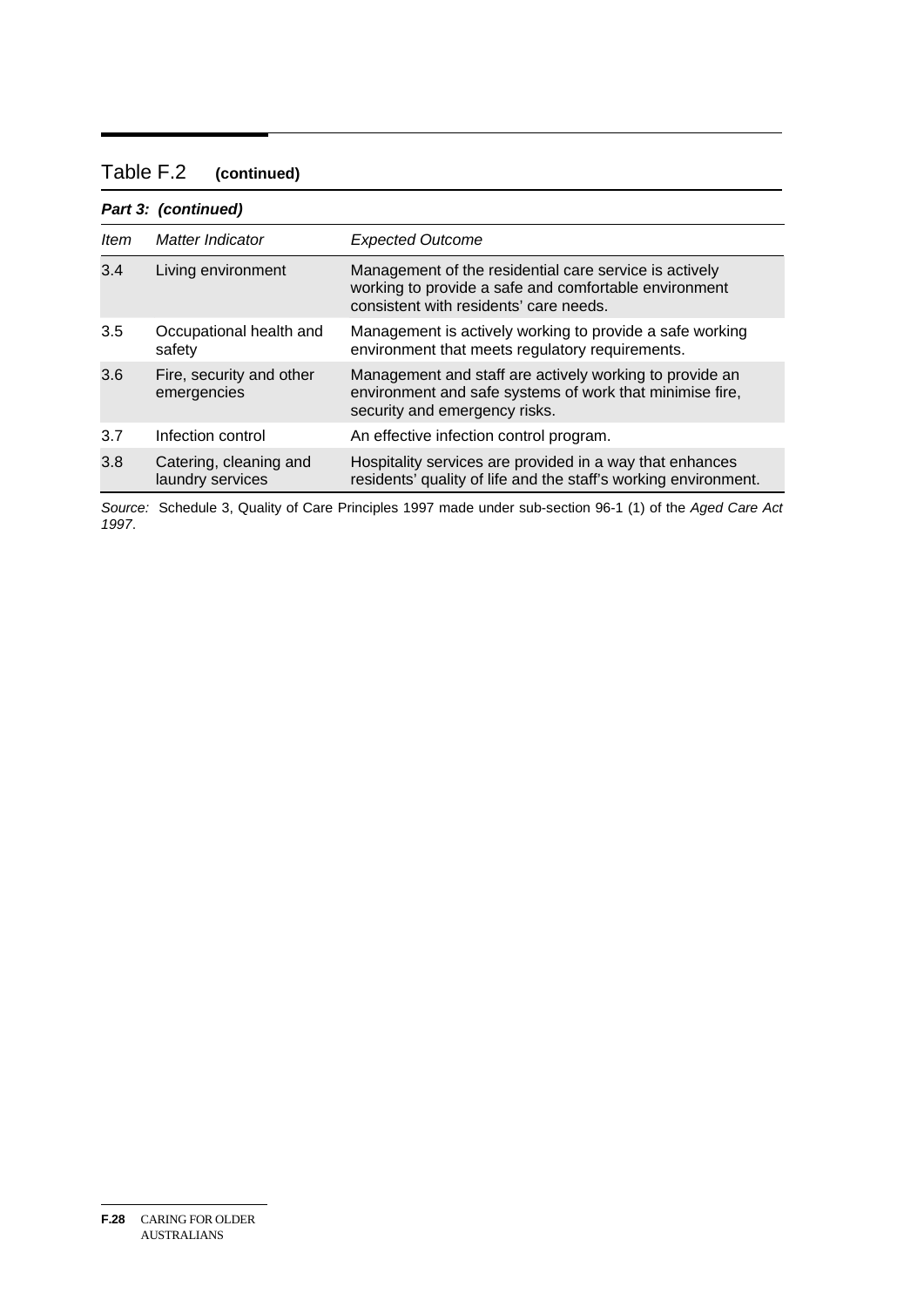## Table F.2 (continued)

***Part 3: (continued)***

| *Item* | *Matter Indicator* | *Expected Outcome* |
|---|---|---|
| 3.4 | Living environment | Management of the residential care service is actively working to provide a safe and comfortable environment consistent with residents' care needs. |
| 3.5 | Occupational health and safety | Management is actively working to provide a safe working environment that meets regulatory requirements. |
| 3.6 | Fire, security and other emergencies | Management and staff are actively working to provide an environment and safe systems of work that minimise fire, security and emergency risks. |
| 3.7 | Infection control | An effective infection control program. |
| 3.8 | Catering, cleaning and laundry services | Hospitality services are provided in a way that enhances residents' quality of life and the staff's working environment. |

*Source:* Schedule 3, Quality of Care Principles 1997 made under sub-section 96-1 (1) of the *Aged Care Act 1997*.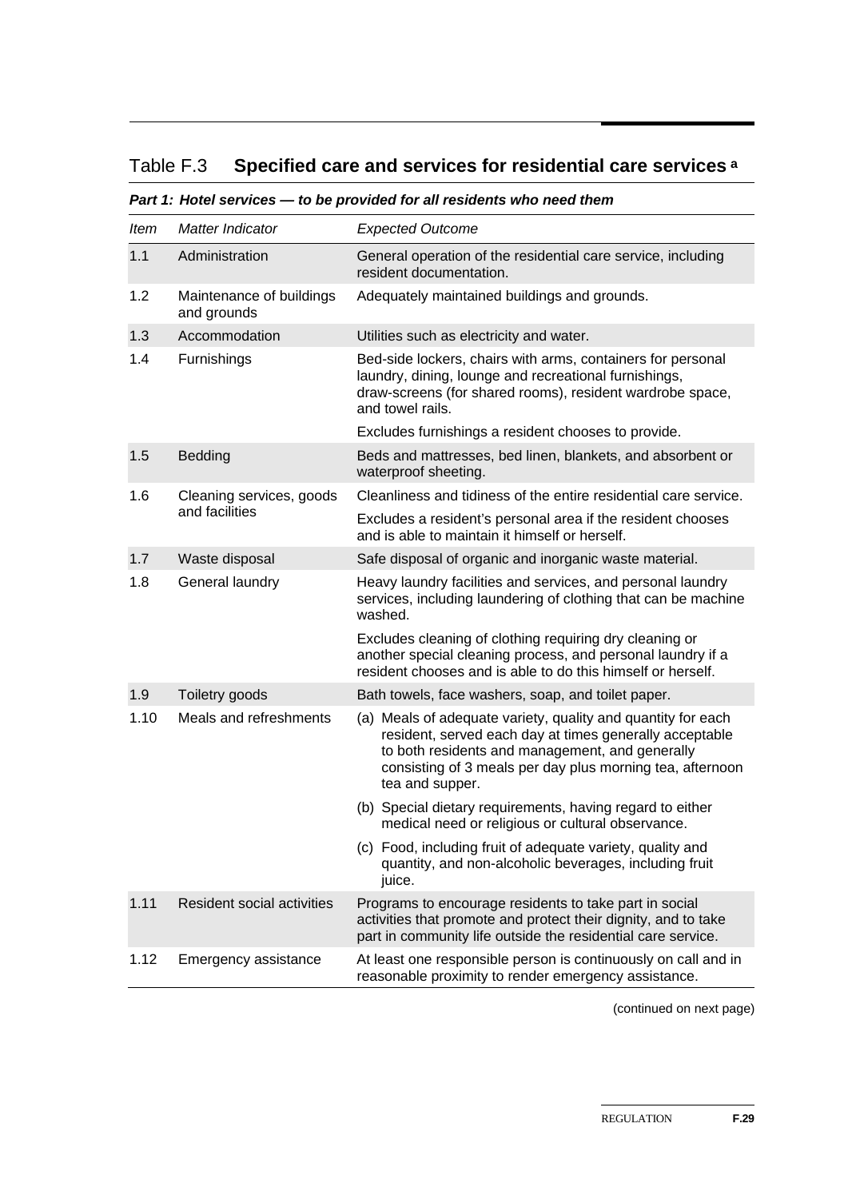## Table F.3 **Specified care and services for residential care services [a]**

***Part 1: Hotel services — to be provided for all residents who need them***

| *Item* | *Matter Indicator* | *Expected Outcome* |
| --- | --- | --- |
| 1.1 | Administration | General operation of the residential care service, including resident documentation. |
| 1.2 | Maintenance of buildings and grounds | Adequately maintained buildings and grounds. |
| 1.3 | Accommodation | Utilities such as electricity and water. |
| 1.4 | Furnishings | Bed-side lockers, chairs with arms, containers for personal laundry, dining, lounge and recreational furnishings, draw-screens (for shared rooms), resident wardrobe space, and towel rails. |
| | | Excludes furnishings a resident chooses to provide. |
| 1.5 | Bedding | Beds and mattresses, bed linen, blankets, and absorbent or waterproof sheeting. |
| 1.6 | Cleaning services, goods and facilities | Cleanliness and tidiness of the entire residential care service. |
| | | Excludes a resident's personal area if the resident chooses and is able to maintain it himself or herself. |
| 1.7 | Waste disposal | Safe disposal of organic and inorganic waste material. |
| 1.8 | General laundry | Heavy laundry facilities and services, and personal laundry services, including laundering of clothing that can be machine washed. |
| | | Excludes cleaning of clothing requiring dry cleaning or another special cleaning process, and personal laundry if a resident chooses and is able to do this himself or herself. |
| 1.9 | Toiletry goods | Bath towels, face washers, soap, and toilet paper. |
| 1.10 | Meals and refreshments | (a) Meals of adequate variety, quality and quantity for each resident, served each day at times generally acceptable to both residents and management, and generally consisting of 3 meals per day plus morning tea, afternoon tea and supper. |
| | | (b) Special dietary requirements, having regard to either medical need or religious or cultural observance. |
| | | (c) Food, including fruit of adequate variety, quality and quantity, and non-alcoholic beverages, including fruit juice. |
| 1.11 | Resident social activities | Programs to encourage residents to take part in social activities that promote and protect their dignity, and to take part in community life outside the residential care service. |
| 1.12 | Emergency assistance | At least one responsible person is continuously on call and in reasonable proximity to render emergency assistance. |

(continued on next page)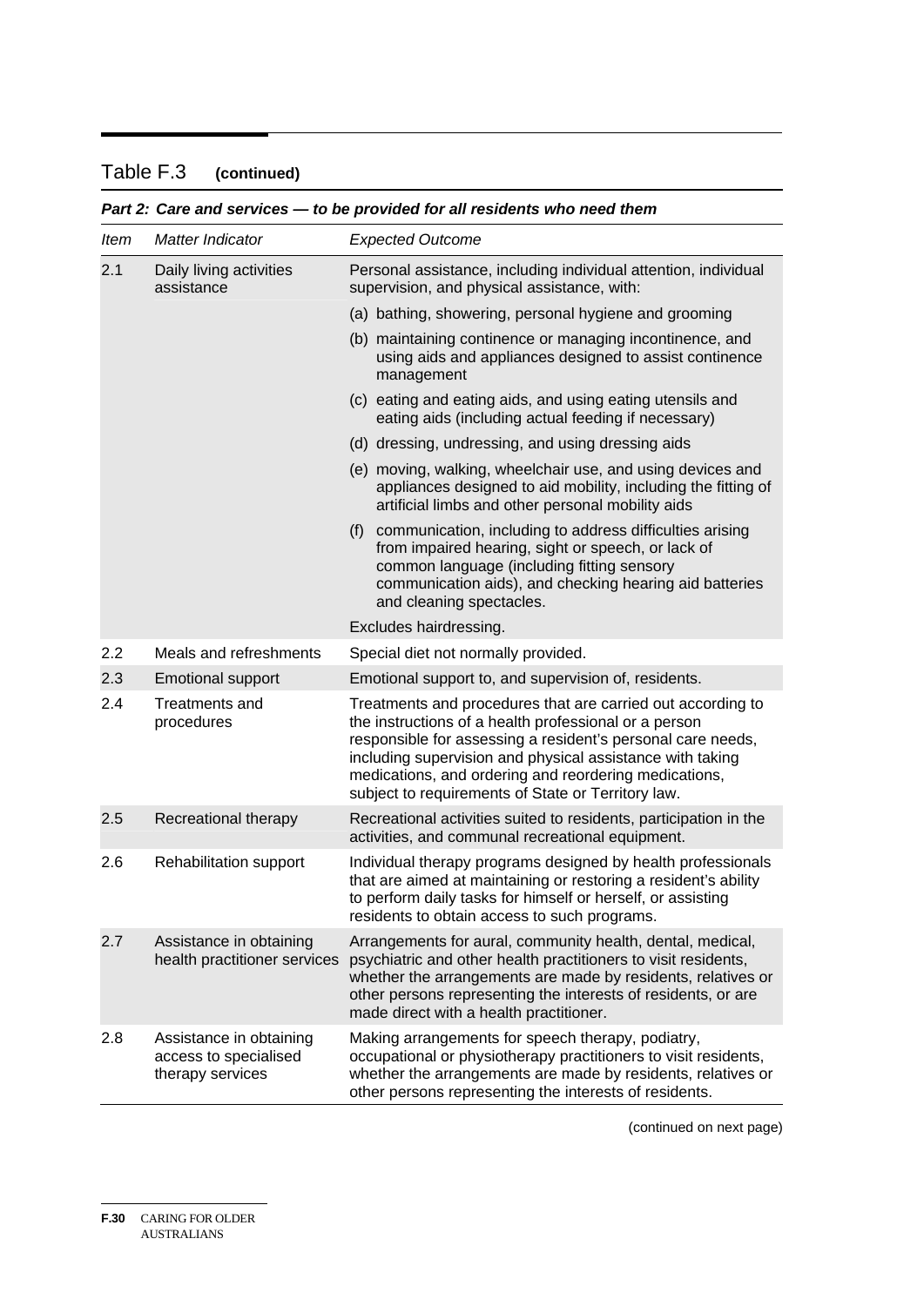## Table F.3 **(continued)**

***Part 2: Care and services — to be provided for all residents who need them***

| *Item* | *Matter Indicator* | *Expected Outcome* |
|---|---|---|
| 2.1 | Daily living activities assistance | Personal assistance, including individual attention, individual supervision, and physical assistance, with: |
| | | (a) bathing, showering, personal hygiene and grooming |
| | | (b) maintaining continence or managing incontinence, and using aids and appliances designed to assist continence management |
| | | (c) eating and eating aids, and using eating utensils and eating aids (including actual feeding if necessary) |
| | | (d) dressing, undressing, and using dressing aids |
| | | (e) moving, walking, wheelchair use, and using devices and appliances designed to aid mobility, including the fitting of artificial limbs and other personal mobility aids |
| | | (f) communication, including to address difficulties arising from impaired hearing, sight or speech, or lack of common language (including fitting sensory communication aids), and checking hearing aid batteries and cleaning spectacles. |
| | | Excludes hairdressing. |
| 2.2 | Meals and refreshments | Special diet not normally provided. |
| 2.3 | Emotional support | Emotional support to, and supervision of, residents. |
| 2.4 | Treatments and procedures | Treatments and procedures that are carried out according to the instructions of a health professional or a person responsible for assessing a resident's personal care needs, including supervision and physical assistance with taking medications, and ordering and reordering medications, subject to requirements of State or Territory law. |
| 2.5 | Recreational therapy | Recreational activities suited to residents, participation in the activities, and communal recreational equipment. |
| 2.6 | Rehabilitation support | Individual therapy programs designed by health professionals that are aimed at maintaining or restoring a resident's ability to perform daily tasks for himself or herself, or assisting residents to obtain access to such programs. |
| 2.7 | Assistance in obtaining health practitioner services | Arrangements for aural, community health, dental, medical, psychiatric and other health practitioners to visit residents, whether the arrangements are made by residents, relatives or other persons representing the interests of residents, or are made direct with a health practitioner. |
| 2.8 | Assistance in obtaining access to specialised therapy services | Making arrangements for speech therapy, podiatry, occupational or physiotherapy practitioners to visit residents, whether the arrangements are made by residents, relatives or other persons representing the interests of residents. |

(continued on next page)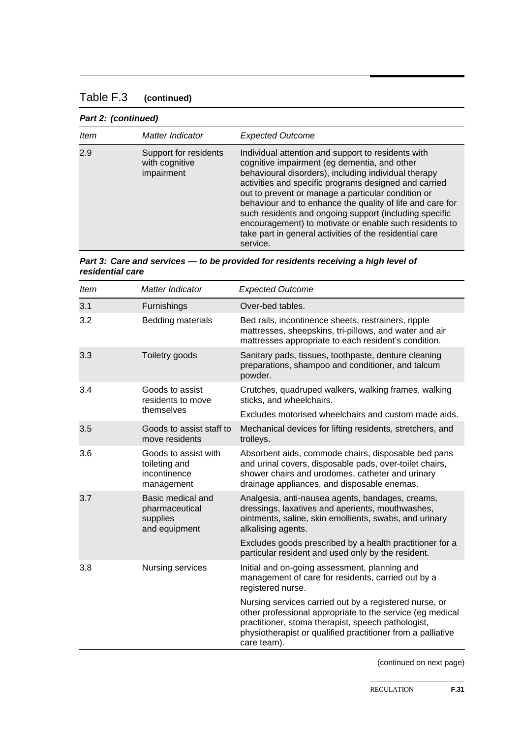## Table F.3 **(continued)**

***Part 2: (continued)***

| *Item* | *Matter Indicator* | *Expected Outcome* |
| --- | --- | --- |
| 2.9 | Support for residents with cognitive impairment | Individual attention and support to residents with cognitive impairment (eg dementia, and other behavioural disorders), including individual therapy activities and specific programs designed and carried out to prevent or manage a particular condition or behaviour and to enhance the quality of life and care for such residents and ongoing support (including specific encouragement) to motivate or enable such residents to take part in general activities of the residential care service. |

***Part 3: Care and services — to be provided for residents receiving a high level of residential care***

| *Item* | *Matter Indicator* | *Expected Outcome* |
| --- | --- | --- |
| 3.1 | Furnishings | Over-bed tables. |
| 3.2 | Bedding materials | Bed rails, incontinence sheets, restrainers, ripple mattresses, sheepskins, tri-pillows, and water and air mattresses appropriate to each resident's condition. |
| 3.3 | Toiletry goods | Sanitary pads, tissues, toothpaste, denture cleaning preparations, shampoo and conditioner, and talcum powder. |
| 3.4 | Goods to assist residents to move themselves | Crutches, quadruped walkers, walking frames, walking sticks, and wheelchairs.<br><br>Excludes motorised wheelchairs and custom made aids. |
| 3.5 | Goods to assist staff to move residents | Mechanical devices for lifting residents, stretchers, and trolleys. |
| 3.6 | Goods to assist with toileting and incontinence management | Absorbent aids, commode chairs, disposable bed pans and urinal covers, disposable pads, over-toilet chairs, shower chairs and urodomes, catheter and urinary drainage appliances, and disposable enemas. |
| 3.7 | Basic medical and pharmaceutical supplies and equipment | Analgesia, anti-nausea agents, bandages, creams, dressings, laxatives and aperients, mouthwashes, ointments, saline, skin emollients, swabs, and urinary alkalising agents.<br><br>Excludes goods prescribed by a health practitioner for a particular resident and used only by the resident. |
| 3.8 | Nursing services | Initial and on-going assessment, planning and management of care for residents, carried out by a registered nurse.<br><br>Nursing services carried out by a registered nurse, or other professional appropriate to the service (eg medical practitioner, stoma therapist, speech pathologist, physiotherapist or qualified practitioner from a palliative care team). |

(continued on next page)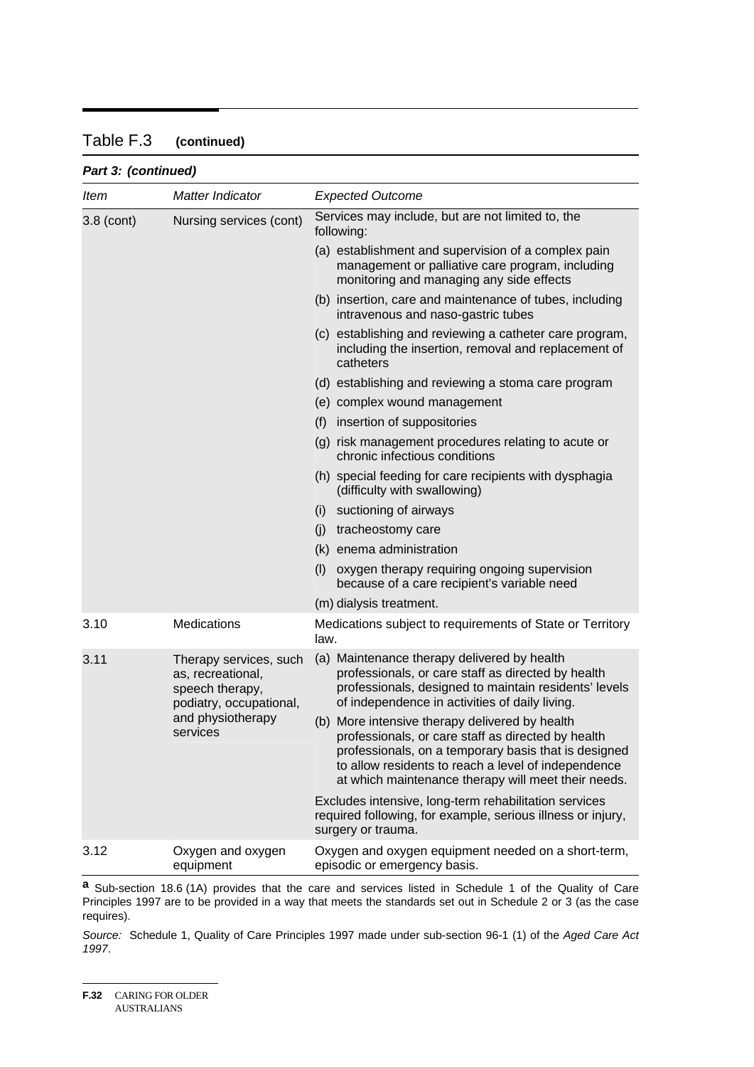## Table F.3 **(continued)**

***Part 3: (continued)***

| *Item* | *Matter Indicator* | *Expected Outcome* |
|---|---|---|
| 3.8 (cont) | Nursing services (cont) | Services may include, but are not limited to, the following:<br>(a) establishment and supervision of a complex pain management or palliative care program, including monitoring and managing any side effects<br>(b) insertion, care and maintenance of tubes, including intravenous and naso-gastric tubes<br>(c) establishing and reviewing a catheter care program, including the insertion, removal and replacement of catheters<br>(d) establishing and reviewing a stoma care program<br>(e) complex wound management<br>(f) insertion of suppositories<br>(g) risk management procedures relating to acute or chronic infectious conditions<br>(h) special feeding for care recipients with dysphagia (difficulty with swallowing)<br>(i) suctioning of airways<br>(j) tracheostomy care<br>(k) enema administration<br>(l) oxygen therapy requiring ongoing supervision because of a care recipient's variable need<br>(m) dialysis treatment. |
| 3.10 | Medications | Medications subject to requirements of State or Territory law. |
| 3.11 | Therapy services, such as, recreational, speech therapy, podiatry, occupational, and physiotherapy services | (a) Maintenance therapy delivered by health professionals, or care staff as directed by health professionals, designed to maintain residents' levels of independence in activities of daily living.<br>(b) More intensive therapy delivered by health professionals, or care staff as directed by health professionals, on a temporary basis that is designed to allow residents to reach a level of independence at which maintenance therapy will meet their needs.<br>Excludes intensive, long-term rehabilitation services required following, for example, serious illness or injury, surgery or trauma. |
| 3.12 | Oxygen and oxygen equipment | Oxygen and oxygen equipment needed on a short-term, episodic or emergency basis. |

[a] Sub-section 18.6 (1A) provides that the care and services listed in Schedule 1 of the Quality of Care Principles 1997 are to be provided in a way that meets the standards set out in Schedule 2 or 3 (as the case requires).

*Source:* Schedule 1, Quality of Care Principles 1997 made under sub-section 96-1 (1) of the *Aged Care Act 1997*.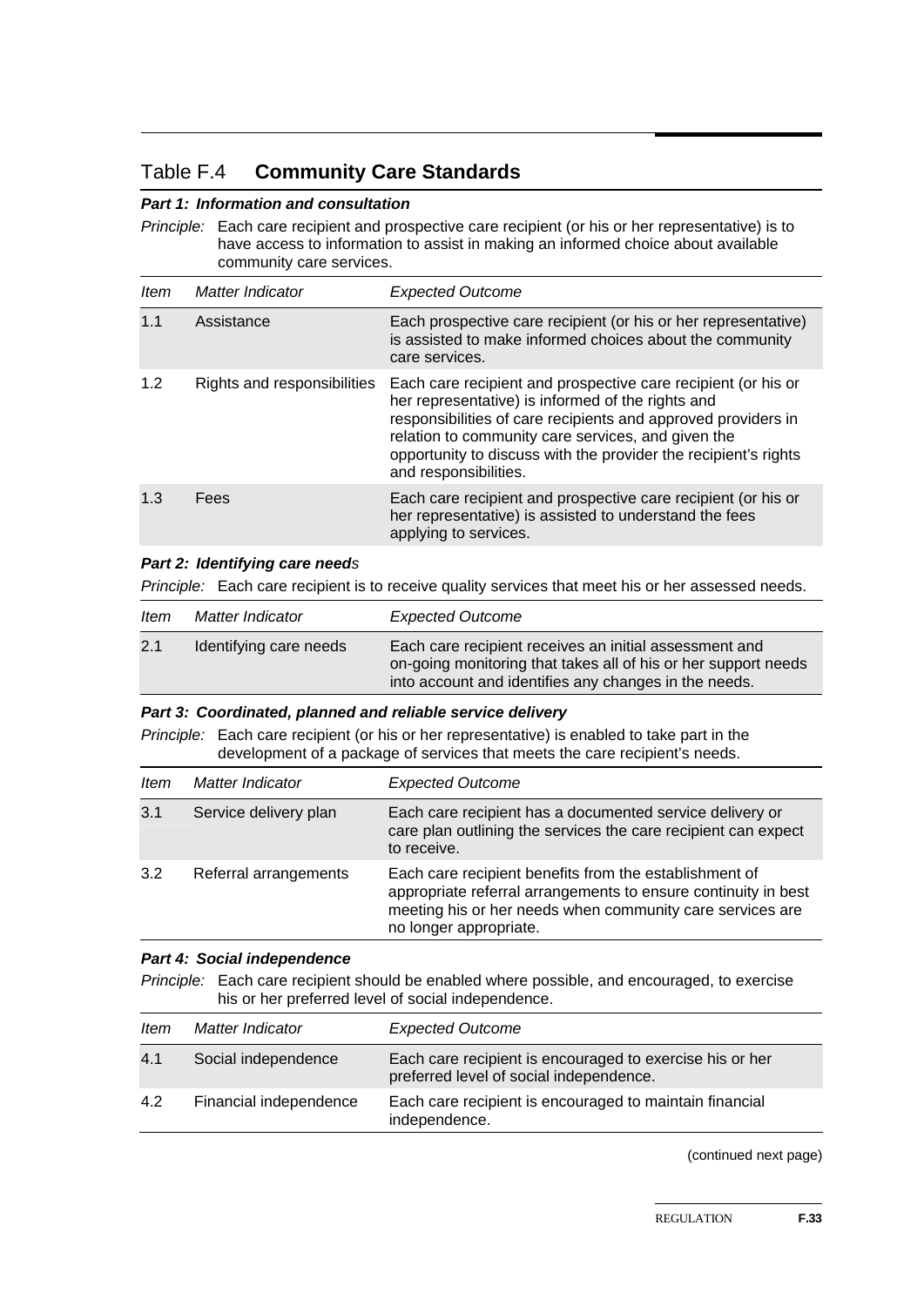## Table F.4 **Community Care Standards**

***Part 1: Information and consultation***

*Principle:* Each care recipient and prospective care recipient (or his or her representative) is to have access to information to assist in making an informed choice about available community care services.

| *Item* | *Matter Indicator* | *Expected Outcome* |
|---|---|---|
| 1.1 | Assistance | Each prospective care recipient (or his or her representative) is assisted to make informed choices about the community care services. |
| 1.2 | Rights and responsibilities | Each care recipient and prospective care recipient (or his or her representative) is informed of the rights and responsibilities of care recipients and approved providers in relation to community care services, and given the opportunity to discuss with the provider the recipient's rights and responsibilities. |
| 1.3 | Fees | Each care recipient and prospective care recipient (or his or her representative) is assisted to understand the fees applying to services. |

***Part 2: Identifying care needs***

*Principle:* Each care recipient is to receive quality services that meet his or her assessed needs.

| *Item* | *Matter Indicator* | *Expected Outcome* |
|---|---|---|
| 2.1 | Identifying care needs | Each care recipient receives an initial assessment and on-going monitoring that takes all of his or her support needs into account and identifies any changes in the needs. |

***Part 3: Coordinated, planned and reliable service delivery***

*Principle:* Each care recipient (or his or her representative) is enabled to take part in the development of a package of services that meets the care recipient's needs.

| *Item* | *Matter Indicator* | *Expected Outcome* |
|---|---|---|
| 3.1 | Service delivery plan | Each care recipient has a documented service delivery or care plan outlining the services the care recipient can expect to receive. |
| 3.2 | Referral arrangements | Each care recipient benefits from the establishment of appropriate referral arrangements to ensure continuity in best meeting his or her needs when community care services are no longer appropriate. |

***Part 4: Social independence***

*Principle:* Each care recipient should be enabled where possible, and encouraged, to exercise his or her preferred level of social independence.

| *Item* | *Matter Indicator* | *Expected Outcome* |
|---|---|---|
| 4.1 | Social independence | Each care recipient is encouraged to exercise his or her preferred level of social independence. |
| 4.2 | Financial independence | Each care recipient is encouraged to maintain financial independence. |

(continued next page)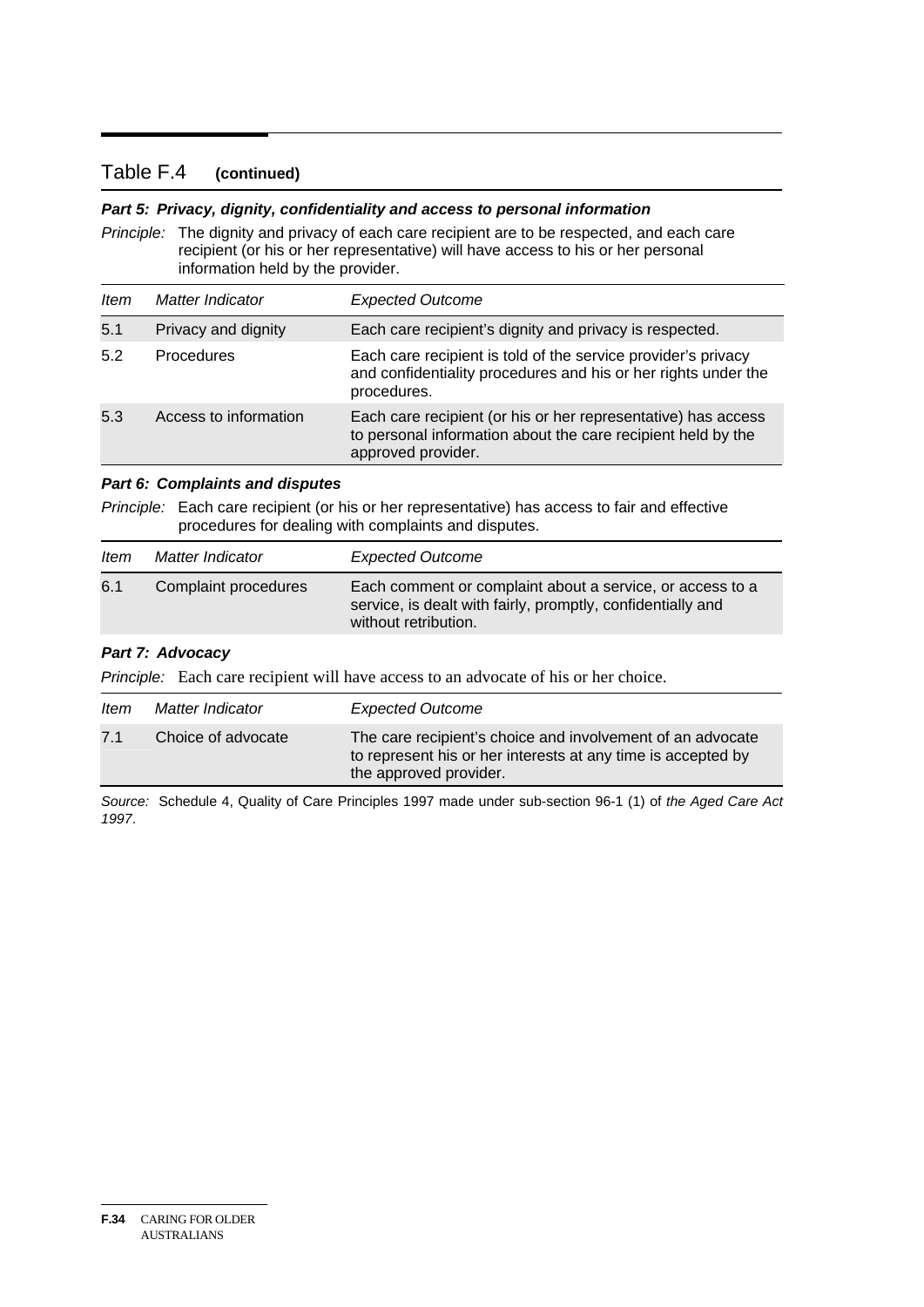## Table F.4 **(continued)**

***Part 5: Privacy, dignity, confidentiality and access to personal information***

*Principle:* The dignity and privacy of each care recipient are to be respected, and each care recipient (or his or her representative) will have access to his or her personal information held by the provider.

| *Item* | *Matter Indicator* | *Expected Outcome* |
|---|---|---|
| 5.1 | Privacy and dignity | Each care recipient's dignity and privacy is respected. |
| 5.2 | Procedures | Each care recipient is told of the service provider's privacy and confidentiality procedures and his or her rights under the procedures. |
| 5.3 | Access to information | Each care recipient (or his or her representative) has access to personal information about the care recipient held by the approved provider. |

***Part 6: Complaints and disputes***

*Principle:* Each care recipient (or his or her representative) has access to fair and effective procedures for dealing with complaints and disputes.

| *Item* | *Matter Indicator* | *Expected Outcome* |
|---|---|---|
| 6.1 | Complaint procedures | Each comment or complaint about a service, or access to a service, is dealt with fairly, promptly, confidentially and without retribution. |

***Part 7: Advocacy***

*Principle:* Each care recipient will have access to an advocate of his or her choice.

| *Item* | *Matter Indicator* | *Expected Outcome* |
|---|---|---|
| 7.1 | Choice of advocate | The care recipient's choice and involvement of an advocate to represent his or her interests at any time is accepted by the approved provider. |

*Source:* Schedule 4, Quality of Care Principles 1997 made under sub-section 96-1 (1) of *the Aged Care Act 1997*.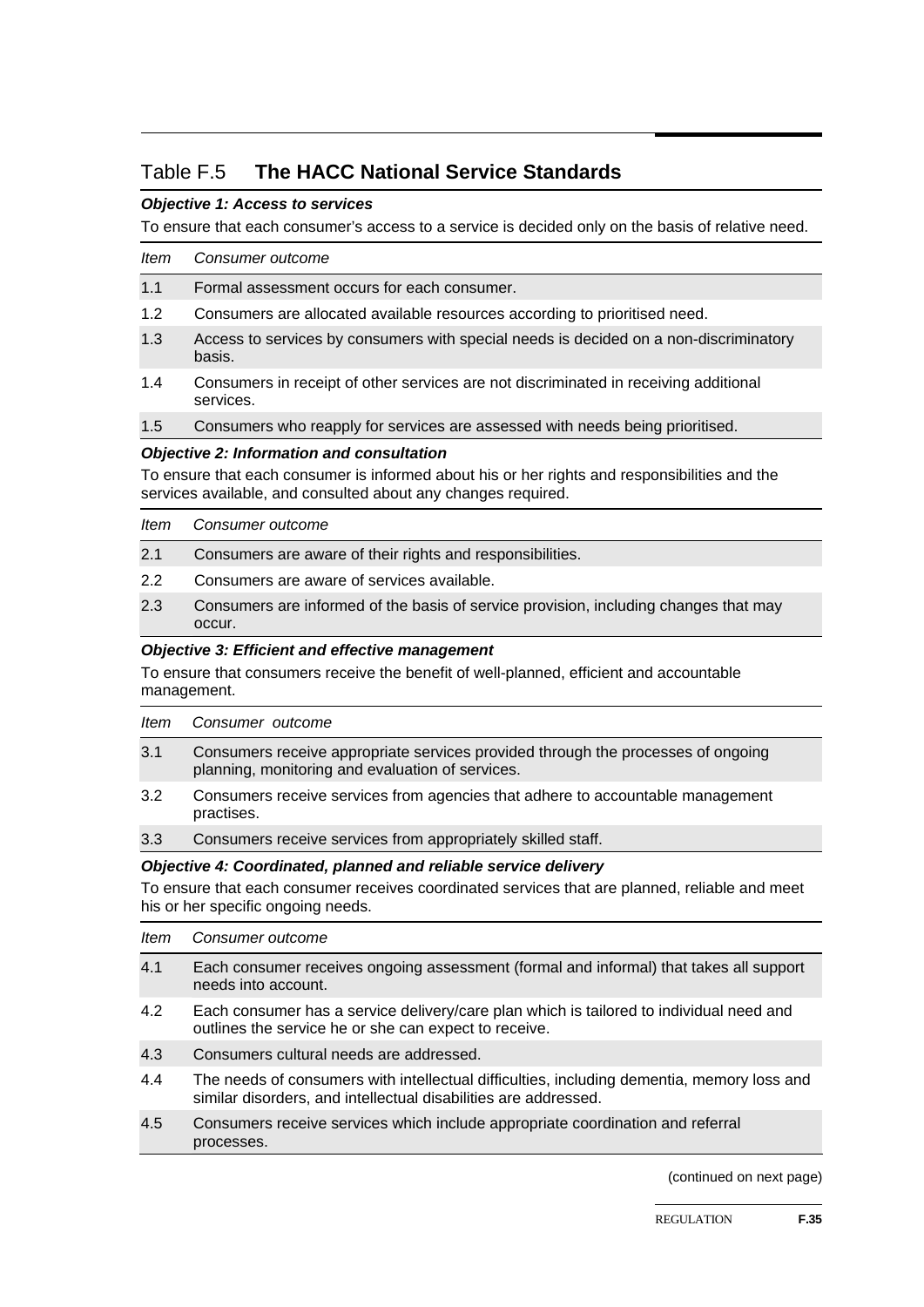## Table F.5 **The HACC National Service Standards**

***Objective 1: Access to services***

To ensure that each consumer's access to a service is decided only on the basis of relative need.

| *Item* | *Consumer outcome* |
|---|---|
| 1.1 | Formal assessment occurs for each consumer. |
| 1.2 | Consumers are allocated available resources according to prioritised need. |
| 1.3 | Access to services by consumers with special needs is decided on a non-discriminatory basis. |
| 1.4 | Consumers in receipt of other services are not discriminated in receiving additional services. |
| 1.5 | Consumers who reapply for services are assessed with needs being prioritised. |

***Objective 2: Information and consultation***

To ensure that each consumer is informed about his or her rights and responsibilities and the services available, and consulted about any changes required.

| *Item* | *Consumer outcome* |
|---|---|
| 2.1 | Consumers are aware of their rights and responsibilities. |
| 2.2 | Consumers are aware of services available. |
| 2.3 | Consumers are informed of the basis of service provision, including changes that may occur. |

***Objective 3: Efficient and effective management***

To ensure that consumers receive the benefit of well-planned, efficient and accountable management.

| *Item* | *Consumer outcome* |
|---|---|
| 3.1 | Consumers receive appropriate services provided through the processes of ongoing planning, monitoring and evaluation of services. |
| 3.2 | Consumers receive services from agencies that adhere to accountable management practises. |
| 3.3 | Consumers receive services from appropriately skilled staff. |

***Objective 4: Coordinated, planned and reliable service delivery***

To ensure that each consumer receives coordinated services that are planned, reliable and meet his or her specific ongoing needs.

| *Item* | *Consumer outcome* |
|---|---|
| 4.1 | Each consumer receives ongoing assessment (formal and informal) that takes all support needs into account. |
| 4.2 | Each consumer has a service delivery/care plan which is tailored to individual need and outlines the service he or she can expect to receive. |
| 4.3 | Consumers cultural needs are addressed. |
| 4.4 | The needs of consumers with intellectual difficulties, including dementia, memory loss and similar disorders, and intellectual disabilities are addressed. |
| 4.5 | Consumers receive services which include appropriate coordination and referral processes. |

(continued on next page)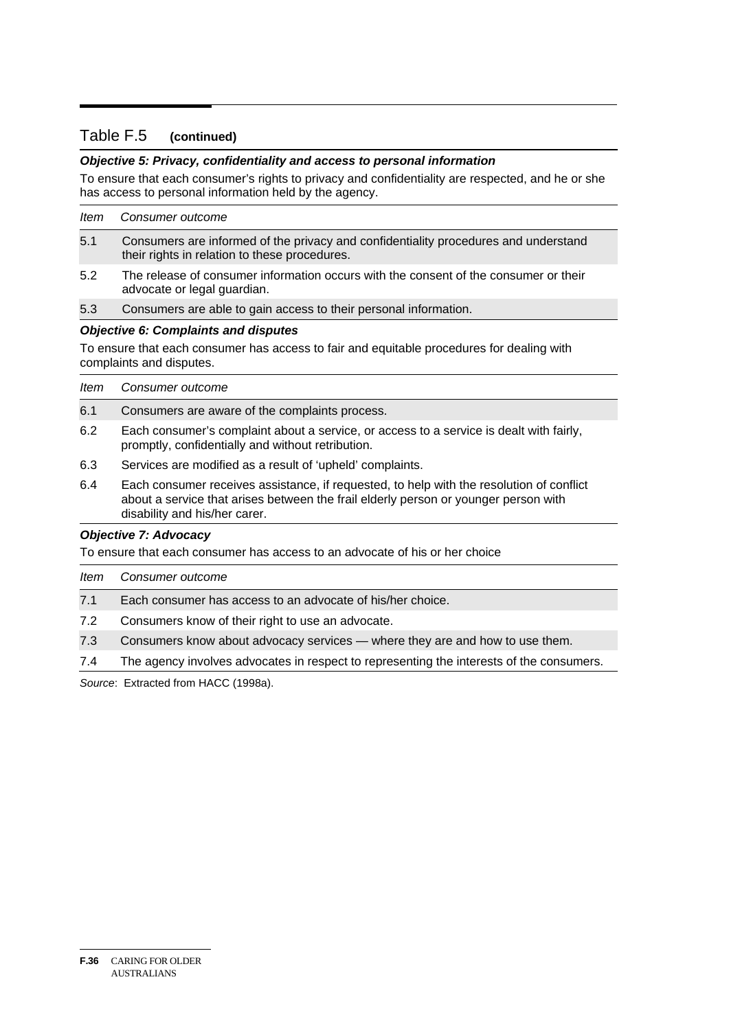## Table F.5 **(continued)**

***Objective 5: Privacy, confidentiality and access to personal information***

To ensure that each consumer's rights to privacy and confidentiality are respected, and he or she has access to personal information held by the agency.

| *Item* | *Consumer outcome* |
|---|---|
| 5.1 | Consumers are informed of the privacy and confidentiality procedures and understand their rights in relation to these procedures. |
| 5.2 | The release of consumer information occurs with the consent of the consumer or their advocate or legal guardian. |
| 5.3 | Consumers are able to gain access to their personal information. |

***Objective 6: Complaints and disputes***

To ensure that each consumer has access to fair and equitable procedures for dealing with complaints and disputes.

| *Item* | *Consumer outcome* |
|---|---|
| 6.1 | Consumers are aware of the complaints process. |
| 6.2 | Each consumer's complaint about a service, or access to a service is dealt with fairly, promptly, confidentially and without retribution. |
| 6.3 | Services are modified as a result of 'upheld' complaints. |
| 6.4 | Each consumer receives assistance, if requested, to help with the resolution of conflict about a service that arises between the frail elderly person or younger person with disability and his/her carer. |

***Objective 7: Advocacy***

To ensure that each consumer has access to an advocate of his or her choice

| *Item* | *Consumer outcome* |
|---|---|
| 7.1 | Each consumer has access to an advocate of his/her choice. |
| 7.2 | Consumers know of their right to use an advocate. |
| 7.3 | Consumers know about advocacy services — where they are and how to use them. |
| 7.4 | The agency involves advocates in respect to representing the interests of the consumers. |

*Source*: Extracted from HACC (1998a).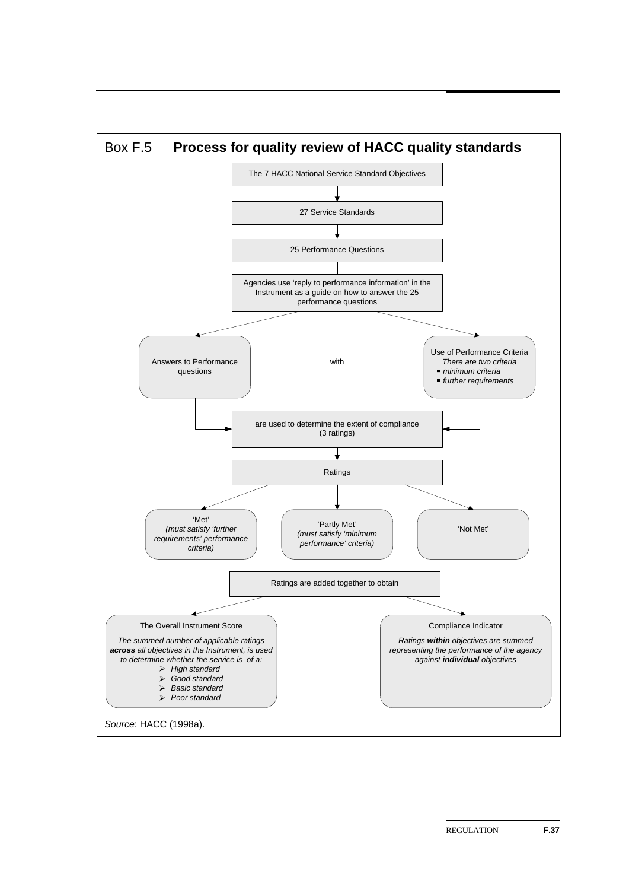## Box F.5 Process for quality review of HACC quality standards

The 7 HACC National Service Standard Objectives

↓

27 Service Standards

↓

25 Performance Questions

↓

Agencies use 'reply to performance information' in the Instrument as a guide on how to answer the 25 performance questions

↓

Answers to Performance questions

with

Use of Performance Criteria
*There are two criteria*
- *minimum criteria*
- *further requirements*

↓

are used to determine the extent of compliance (3 ratings)

↓

Ratings

↓

- 'Met' *(must satisfy 'further requirements' performance criteria)*
- 'Partly Met' *(must satisfy 'minimum performance' criteria)*
- 'Not Met'

Ratings are added together to obtain

The Overall Instrument Score

*The summed number of applicable ratings **across** all objectives in the Instrument, is used to determine whether the service is of a:*
- *High standard*
- *Good standard*
- *Basic standard*
- *Poor standard*

Compliance Indicator

*Ratings **within** objectives are summed representing the performance of the agency against **individual** objectives*

*Source*: HACC (1998a).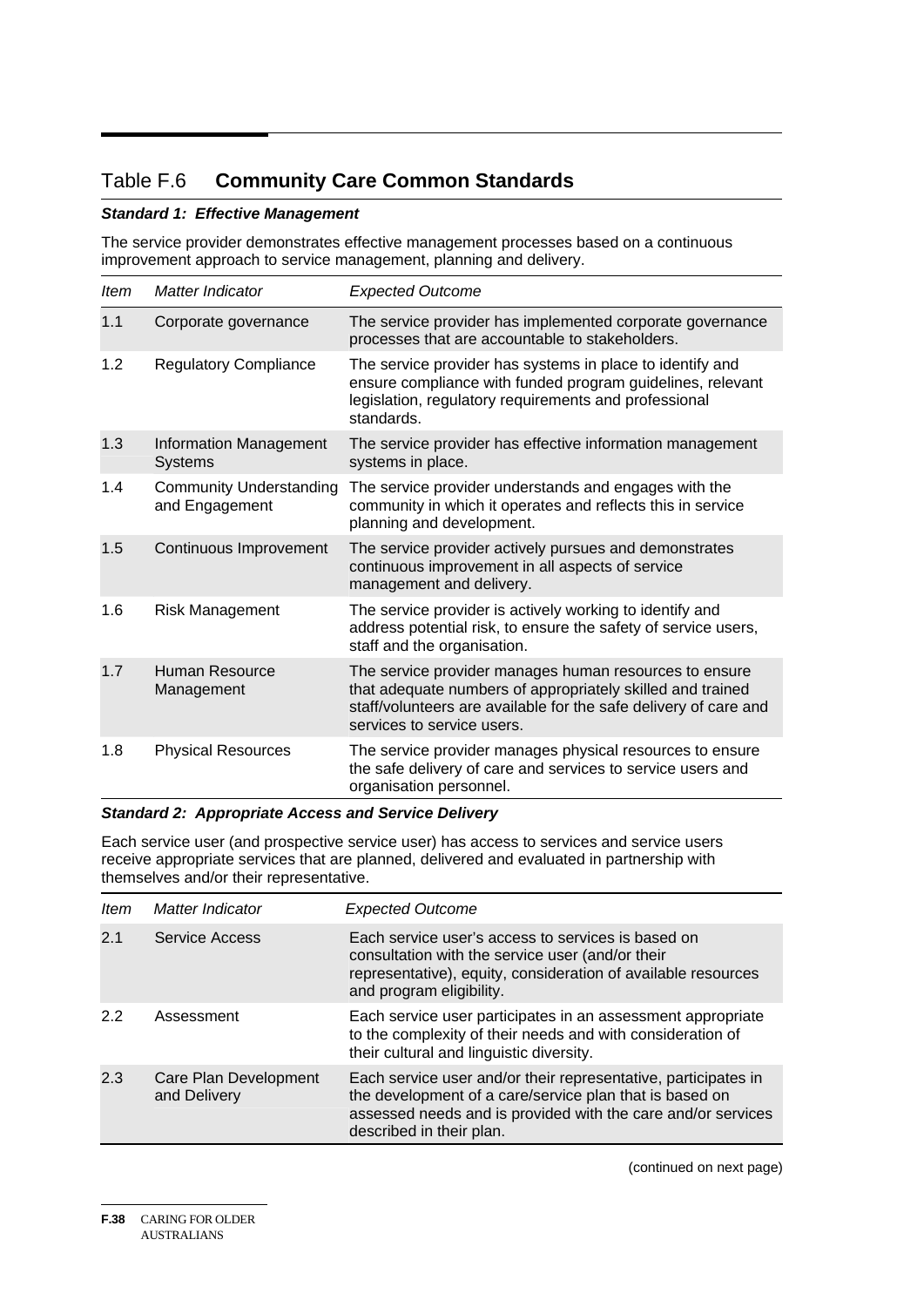## Table F.6 **Community Care Common Standards**

***Standard 1: Effective Management***

The service provider demonstrates effective management processes based on a continuous improvement approach to service management, planning and delivery.

| *Item* | *Matter Indicator* | *Expected Outcome* |
|---|---|---|
| 1.1 | Corporate governance | The service provider has implemented corporate governance processes that are accountable to stakeholders. |
| 1.2 | Regulatory Compliance | The service provider has systems in place to identify and ensure compliance with funded program guidelines, relevant legislation, regulatory requirements and professional standards. |
| 1.3 | Information Management Systems | The service provider has effective information management systems in place. |
| 1.4 | Community Understanding and Engagement | The service provider understands and engages with the community in which it operates and reflects this in service planning and development. |
| 1.5 | Continuous Improvement | The service provider actively pursues and demonstrates continuous improvement in all aspects of service management and delivery. |
| 1.6 | Risk Management | The service provider is actively working to identify and address potential risk, to ensure the safety of service users, staff and the organisation. |
| 1.7 | Human Resource Management | The service provider manages human resources to ensure that adequate numbers of appropriately skilled and trained staff/volunteers are available for the safe delivery of care and services to service users. |
| 1.8 | Physical Resources | The service provider manages physical resources to ensure the safe delivery of care and services to service users and organisation personnel. |

***Standard 2: Appropriate Access and Service Delivery***

Each service user (and prospective service user) has access to services and service users receive appropriate services that are planned, delivered and evaluated in partnership with themselves and/or their representative.

| *Item* | *Matter Indicator* | *Expected Outcome* |
|---|---|---|
| 2.1 | Service Access | Each service user's access to services is based on consultation with the service user (and/or their representative), equity, consideration of available resources and program eligibility. |
| 2.2 | Assessment | Each service user participates in an assessment appropriate to the complexity of their needs and with consideration of their cultural and linguistic diversity. |
| 2.3 | Care Plan Development and Delivery | Each service user and/or their representative, participates in the development of a care/service plan that is based on assessed needs and is provided with the care and/or services described in their plan. |

(continued on next page)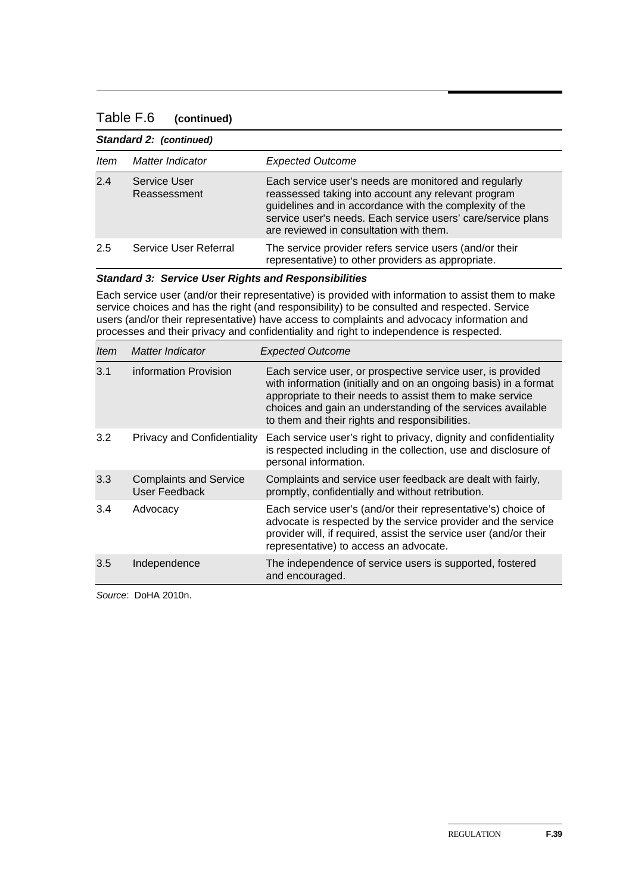## Table F.6 **(continued)**

***Standard 2: (continued)***

| *Item* | *Matter Indicator* | *Expected Outcome* |
|---|---|---|
| 2.4 | Service User Reassessment | Each service user's needs are monitored and regularly reassessed taking into account any relevant program guidelines and in accordance with the complexity of the service user's needs. Each service users' care/service plans are reviewed in consultation with them. |
| 2.5 | Service User Referral | The service provider refers service users (and/or their representative) to other providers as appropriate. |

***Standard 3: Service User Rights and Responsibilities***

Each service user (and/or their representative) is provided with information to assist them to make service choices and has the right (and responsibility) to be consulted and respected. Service users (and/or their representative) have access to complaints and advocacy information and processes and their privacy and confidentiality and right to independence is respected.

| *Item* | *Matter Indicator* | *Expected Outcome* |
|---|---|---|
| 3.1 | information Provision | Each service user, or prospective service user, is provided with information (initially and on an ongoing basis) in a format appropriate to their needs to assist them to make service choices and gain an understanding of the services available to them and their rights and responsibilities. |
| 3.2 | Privacy and Confidentiality | Each service user's right to privacy, dignity and confidentiality is respected including in the collection, use and disclosure of personal information. |
| 3.3 | Complaints and Service User Feedback | Complaints and service user feedback are dealt with fairly, promptly, confidentially and without retribution. |
| 3.4 | Advocacy | Each service user's (and/or their representative's) choice of advocate is respected by the service provider and the service provider will, if required, assist the service user (and/or their representative) to access an advocate. |
| 3.5 | Independence | The independence of service users is supported, fostered and encouraged. |

*Source*: DoHA 2010n.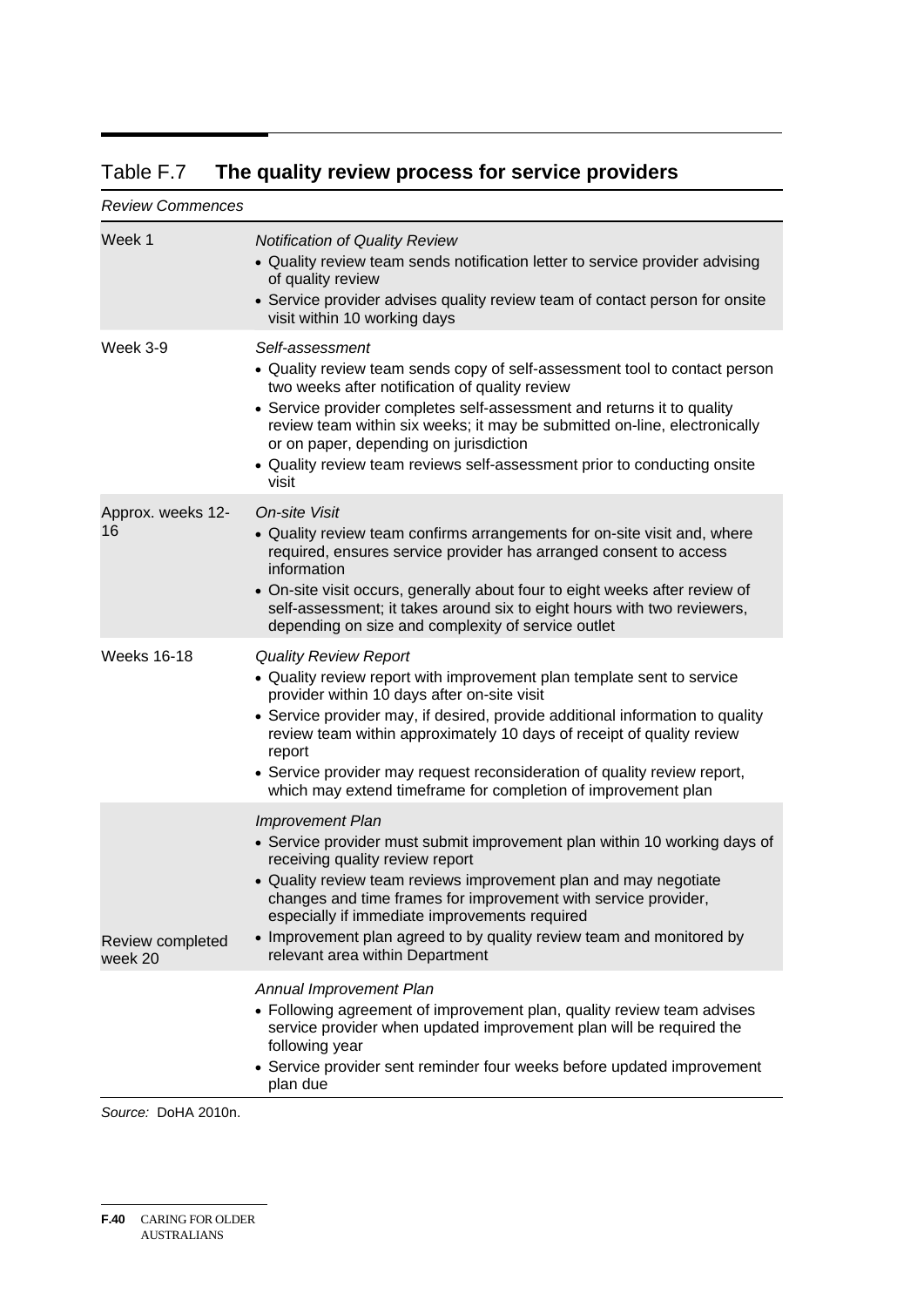Table F.7 **The quality review process for service providers**

| *Review Commences* | |
|---|---|
| Week 1 | *Notification of Quality Review*<br>• Quality review team sends notification letter to service provider advising of quality review<br>• Service provider advises quality review team of contact person for onsite visit within 10 working days |
| Week 3-9 | *Self-assessment*<br>• Quality review team sends copy of self-assessment tool to contact person two weeks after notification of quality review<br>• Service provider completes self-assessment and returns it to quality review team within six weeks; it may be submitted on-line, electronically or on paper, depending on jurisdiction<br>• Quality review team reviews self-assessment prior to conducting onsite visit |
| Approx. weeks 12-16 | *On-site Visit*<br>• Quality review team confirms arrangements for on-site visit and, where required, ensures service provider has arranged consent to access information<br>• On-site visit occurs, generally about four to eight weeks after review of self-assessment; it takes around six to eight hours with two reviewers, depending on size and complexity of service outlet |
| Weeks 16-18 | *Quality Review Report*<br>• Quality review report with improvement plan template sent to service provider within 10 days after on-site visit<br>• Service provider may, if desired, provide additional information to quality review team within approximately 10 days of receipt of quality review report<br>• Service provider may request reconsideration of quality review report, which may extend timeframe for completion of improvement plan |
| Review completed week 20 | *Improvement Plan*<br>• Service provider must submit improvement plan within 10 working days of receiving quality review report<br>• Quality review team reviews improvement plan and may negotiate changes and time frames for improvement with service provider, especially if immediate improvements required<br>• Improvement plan agreed to by quality review team and monitored by relevant area within Department |
| | *Annual Improvement Plan*<br>• Following agreement of improvement plan, quality review team advises service provider when updated improvement plan will be required the following year<br>• Service provider sent reminder four weeks before updated improvement plan due |

*Source:* DoHA 2010n.